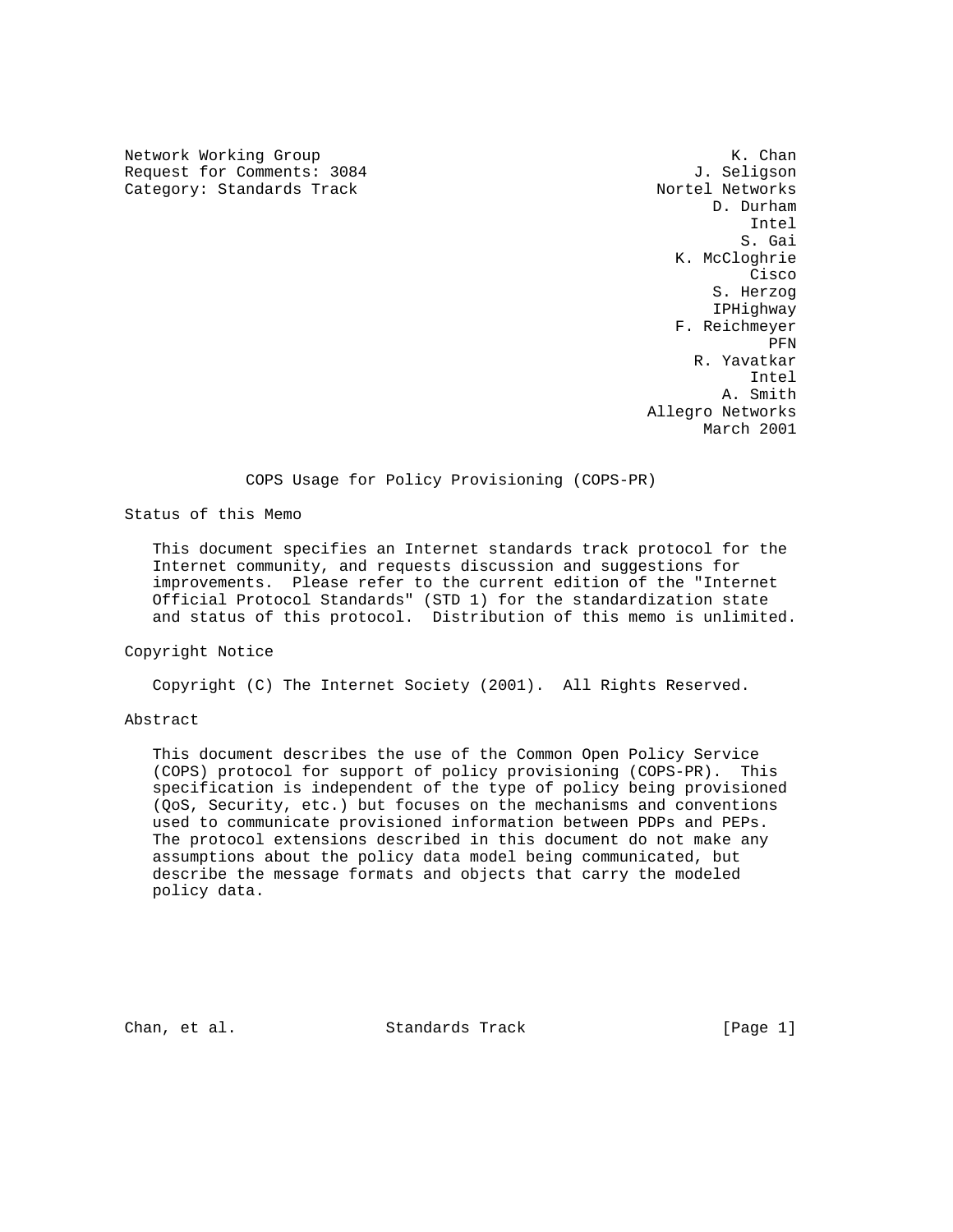Network Working Group K. Chan
Request for Comments: 3084 J. Seligson
Category: Standards Track Nortel Networks
D. Durham
Intel
S. Gai
K. McCloghrie
Cisco
S. Herzog
IPHighway
F. Reichmeyer
PFN
R. Yavatkar
Intel
A. Smith
Allegro Networks
March 2001

# COPS Usage for Policy Provisioning (COPS-PR)

## Status of this Memo

This document specifies an Internet standards track protocol for the Internet community, and requests discussion and suggestions for improvements. Please refer to the current edition of the "Internet Official Protocol Standards" (STD 1) for the standardization state and status of this protocol. Distribution of this memo is unlimited.

## Copyright Notice

Copyright (C) The Internet Society (2001). All Rights Reserved.

## Abstract

This document describes the use of the Common Open Policy Service (COPS) protocol for support of policy provisioning (COPS-PR). This specification is independent of the type of policy being provisioned (QoS, Security, etc.) but focuses on the mechanisms and conventions used to communicate provisioned information between PDPs and PEPs. The protocol extensions described in this document do not make any assumptions about the policy data model being communicated, but describe the message formats and objects that carry the modeled policy data.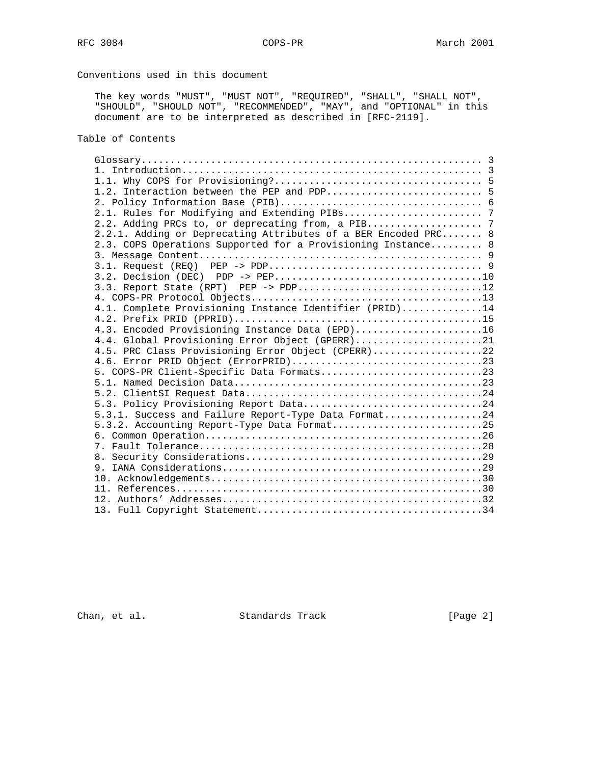## Conventions used in this document

The key words "MUST", "MUST NOT", "REQUIRED", "SHALL", "SHALL NOT", "SHOULD", "SHOULD NOT", "RECOMMENDED", "MAY", and "OPTIONAL" in this document are to be interpreted as described in [RFC-2119].

## Table of Contents

```
Glossary........................................................... 3
1. Introduction.................................................... 3
1.1. Why COPS for Provisioning?.................................... 5
1.2. Interaction between the PEP and PDP........................... 5
2. Policy Information Base (PIB)................................... 6
2.1. Rules for Modifying and Extending PIBs........................ 7
2.2. Adding PRCs to, or deprecating from, a PIB.................... 7
2.2.1. Adding or Deprecating Attributes of a BER Encoded PRC....... 8
2.3. COPS Operations Supported for a Provisioning Instance......... 8
3. Message Content................................................. 9
3.1. Request (REQ)  PEP -> PDP..................................... 9
3.2. Decision (DEC)  PDP -> PEP....................................10
3.3. Report State (RPT)  PEP -> PDP................................12
4. COPS-PR Protocol Objects........................................13
4.1. Complete Provisioning Instance Identifier (PRID)..............14
4.2. Prefix PRID (PPRID)...........................................15
4.3. Encoded Provisioning Instance Data (EPD)......................16
4.4. Global Provisioning Error Object (GPERR)......................21
4.5. PRC Class Provisioning Error Object (CPERR)...................22
4.6. Error PRID Object (ErrorPRID).................................23
5. COPS-PR Client-Specific Data Formats............................23
5.1. Named Decision Data...........................................23
5.2. ClientSI Request Data.........................................24
5.3. Policy Provisioning Report Data...............................24
5.3.1. Success and Failure Report-Type Data Format.................24
5.3.2. Accounting Report-Type Data Format..........................25
6. Common Operation................................................26
7. Fault Tolerance.................................................28
8. Security Considerations.........................................29
9. IANA Considerations.............................................29
10. Acknowledgements...............................................30
11. References.....................................................30
12. Authors' Addresses.............................................32
13. Full Copyright Statement.......................................34
```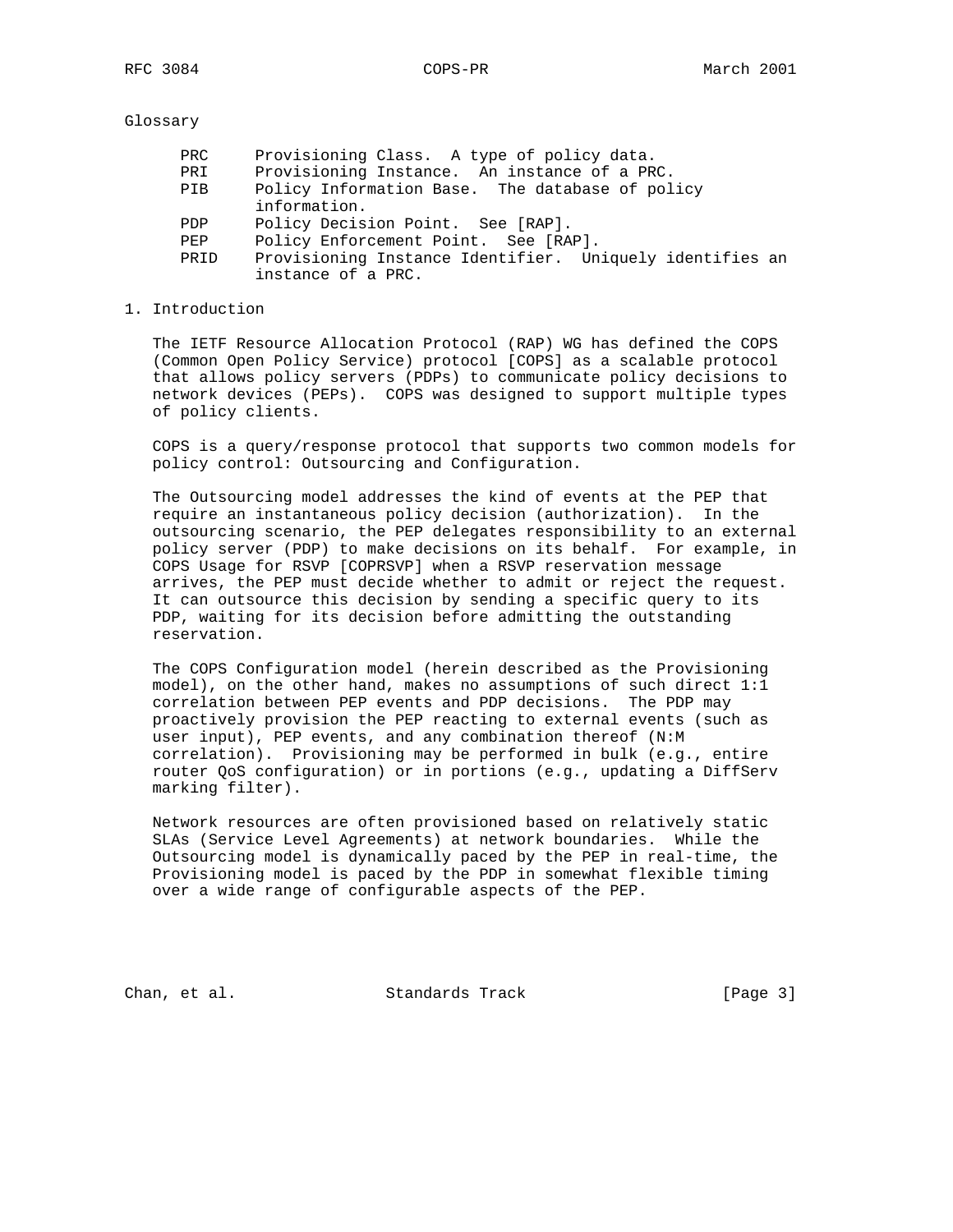## Glossary

| | |
|---|---|
| PRC | Provisioning Class. A type of policy data. |
| PRI | Provisioning Instance. An instance of a PRC. |
| PIB | Policy Information Base. The database of policy information. |
| PDP | Policy Decision Point. See [RAP]. |
| PEP | Policy Enforcement Point. See [RAP]. |
| PRID | Provisioning Instance Identifier. Uniquely identifies an instance of a PRC. |

## 1. Introduction

The IETF Resource Allocation Protocol (RAP) WG has defined the COPS (Common Open Policy Service) protocol [COPS] as a scalable protocol that allows policy servers (PDPs) to communicate policy decisions to network devices (PEPs). COPS was designed to support multiple types of policy clients.

COPS is a query/response protocol that supports two common models for policy control: Outsourcing and Configuration.

The Outsourcing model addresses the kind of events at the PEP that require an instantaneous policy decision (authorization). In the outsourcing scenario, the PEP delegates responsibility to an external policy server (PDP) to make decisions on its behalf. For example, in COPS Usage for RSVP [COPRSVP] when a RSVP reservation message arrives, the PEP must decide whether to admit or reject the request. It can outsource this decision by sending a specific query to its PDP, waiting for its decision before admitting the outstanding reservation.

The COPS Configuration model (herein described as the Provisioning model), on the other hand, makes no assumptions of such direct 1:1 correlation between PEP events and PDP decisions. The PDP may proactively provision the PEP reacting to external events (such as user input), PEP events, and any combination thereof (N:M correlation). Provisioning may be performed in bulk (e.g., entire router QoS configuration) or in portions (e.g., updating a DiffServ marking filter).

Network resources are often provisioned based on relatively static SLAs (Service Level Agreements) at network boundaries. While the Outsourcing model is dynamically paced by the PEP in real-time, the Provisioning model is paced by the PDP in somewhat flexible timing over a wide range of configurable aspects of the PEP.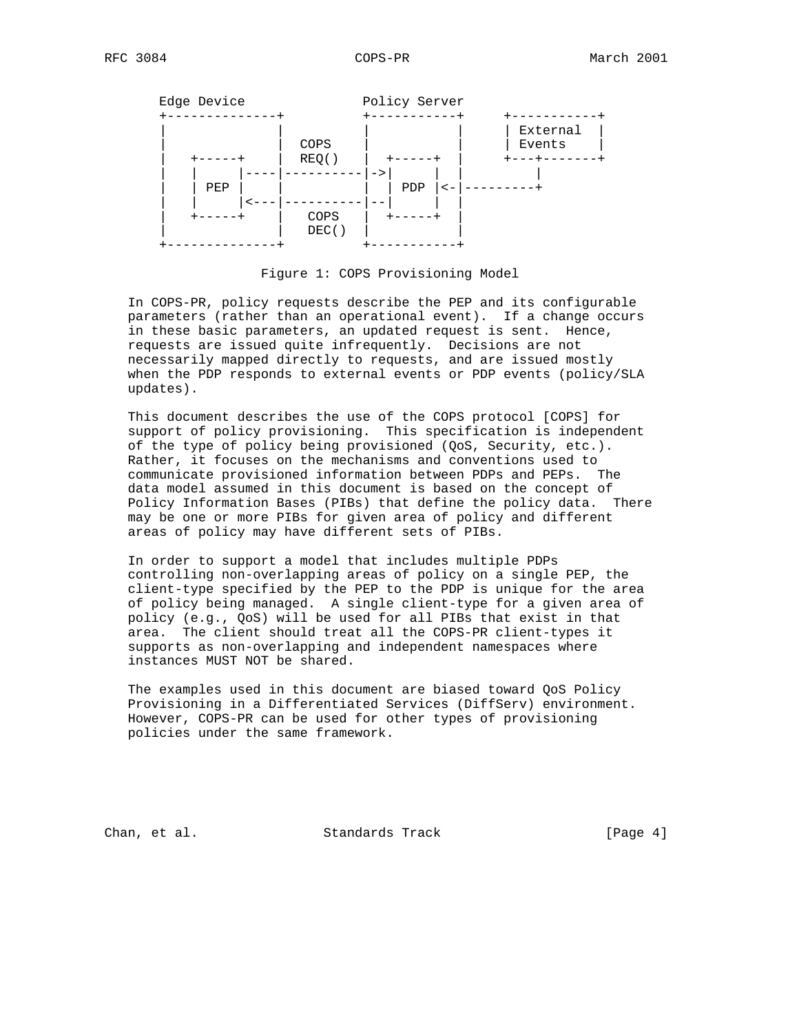```
       Edge Device             Policy Server
      +--------------+          +-----------+     +-----------+
      |              |          |           |     | External  |
      |              |  COPS    |           |     | Events    |
      |   +-----+    |  REQ()   |  +-----+  |     +---+-------+
      |   |     |----|----------|->|     |  |         |
      |   | PEP |    |          |  | PDP |<-|---------+
      |   |     |<---|----------|--|     |  |
      |   +-----+    |   COPS   |  +-----+  |
      |              |   DEC()  |           |
      +--------------+          +-----------+
```

Figure 1: COPS Provisioning Model

In COPS-PR, policy requests describe the PEP and its configurable parameters (rather than an operational event). If a change occurs in these basic parameters, an updated request is sent. Hence, requests are issued quite infrequently. Decisions are not necessarily mapped directly to requests, and are issued mostly when the PDP responds to external events or PDP events (policy/SLA updates).

This document describes the use of the COPS protocol [COPS] for support of policy provisioning. This specification is independent of the type of policy being provisioned (QoS, Security, etc.). Rather, it focuses on the mechanisms and conventions used to communicate provisioned information between PDPs and PEPs. The data model assumed in this document is based on the concept of Policy Information Bases (PIBs) that define the policy data. There may be one or more PIBs for given area of policy and different areas of policy may have different sets of PIBs.

In order to support a model that includes multiple PDPs controlling non-overlapping areas of policy on a single PEP, the client-type specified by the PEP to the PDP is unique for the area of policy being managed. A single client-type for a given area of policy (e.g., QoS) will be used for all PIBs that exist in that area. The client should treat all the COPS-PR client-types it supports as non-overlapping and independent namespaces where instances MUST NOT be shared.

The examples used in this document are biased toward QoS Policy Provisioning in a Differentiated Services (DiffServ) environment. However, COPS-PR can be used for other types of provisioning policies under the same framework.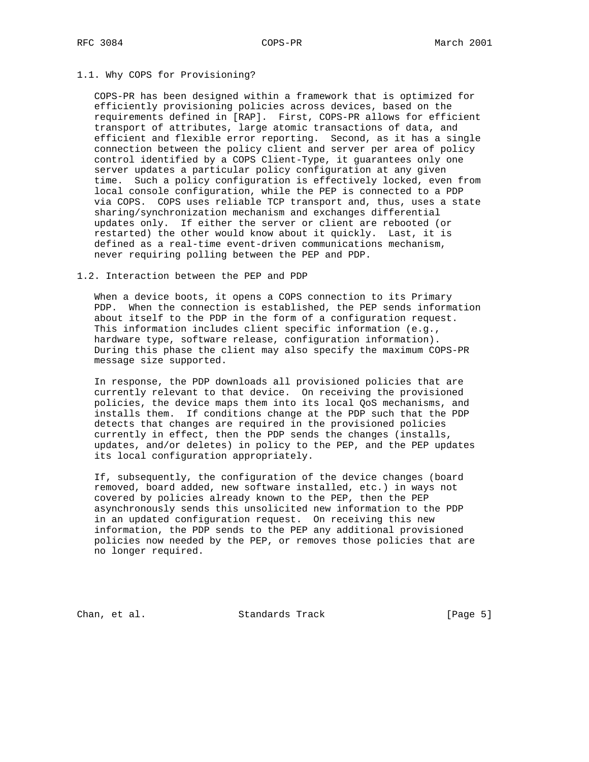### 1.1. Why COPS for Provisioning?

COPS-PR has been designed within a framework that is optimized for efficiently provisioning policies across devices, based on the requirements defined in [RAP]. First, COPS-PR allows for efficient transport of attributes, large atomic transactions of data, and efficient and flexible error reporting. Second, as it has a single connection between the policy client and server per area of policy control identified by a COPS Client-Type, it guarantees only one server updates a particular policy configuration at any given time. Such a policy configuration is effectively locked, even from local console configuration, while the PEP is connected to a PDP via COPS. COPS uses reliable TCP transport and, thus, uses a state sharing/synchronization mechanism and exchanges differential updates only. If either the server or client are rebooted (or restarted) the other would know about it quickly. Last, it is defined as a real-time event-driven communications mechanism, never requiring polling between the PEP and PDP.

### 1.2. Interaction between the PEP and PDP

When a device boots, it opens a COPS connection to its Primary PDP. When the connection is established, the PEP sends information about itself to the PDP in the form of a configuration request. This information includes client specific information (e.g., hardware type, software release, configuration information). During this phase the client may also specify the maximum COPS-PR message size supported.

In response, the PDP downloads all provisioned policies that are currently relevant to that device. On receiving the provisioned policies, the device maps them into its local QoS mechanisms, and installs them. If conditions change at the PDP such that the PDP detects that changes are required in the provisioned policies currently in effect, then the PDP sends the changes (installs, updates, and/or deletes) in policy to the PEP, and the PEP updates its local configuration appropriately.

If, subsequently, the configuration of the device changes (board removed, board added, new software installed, etc.) in ways not covered by policies already known to the PEP, then the PEP asynchronously sends this unsolicited new information to the PDP in an updated configuration request. On receiving this new information, the PDP sends to the PEP any additional provisioned policies now needed by the PEP, or removes those policies that are no longer required.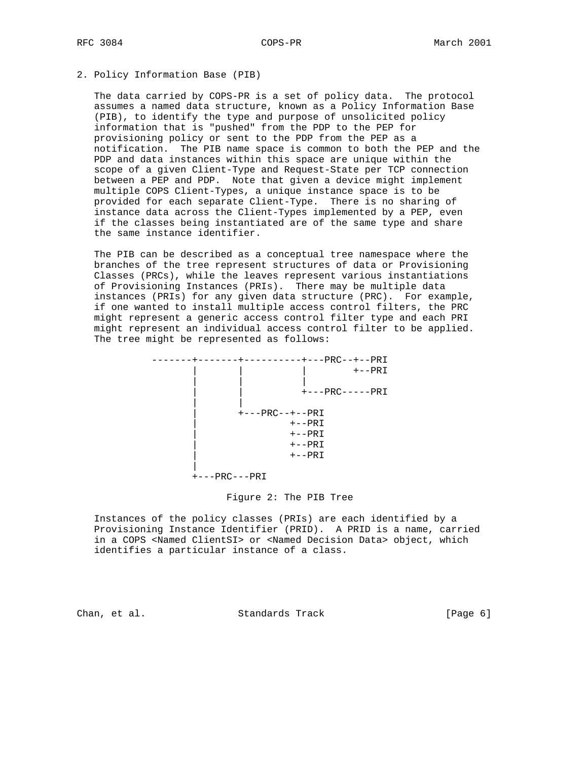## 2. Policy Information Base (PIB)

The data carried by COPS-PR is a set of policy data. The protocol assumes a named data structure, known as a Policy Information Base (PIB), to identify the type and purpose of unsolicited policy information that is "pushed" from the PDP to the PEP for provisioning policy or sent to the PDP from the PEP as a notification. The PIB name space is common to both the PEP and the PDP and data instances within this space are unique within the scope of a given Client-Type and Request-State per TCP connection between a PEP and PDP. Note that given a device might implement multiple COPS Client-Types, a unique instance space is to be provided for each separate Client-Type. There is no sharing of instance data across the Client-Types implemented by a PEP, even if the classes being instantiated are of the same type and share the same instance identifier.

The PIB can be described as a conceptual tree namespace where the branches of the tree represent structures of data or Provisioning Classes (PRCs), while the leaves represent various instantiations of Provisioning Instances (PRIs). There may be multiple data instances (PRIs) for any given data structure (PRC). For example, if one wanted to install multiple access control filters, the PRC might represent a generic access control filter type and each PRI might represent an individual access control filter to be applied. The tree might be represented as follows:

```
          -------+-------+----------+---PRC--+--PRI
                 |       |          |        +--PRI
                 |       |          |
                 |       |          +---PRC-----PRI
                 |       |
                 |       +---PRC--+--PRI
                 |                +--PRI
                 |                +--PRI
                 |                +--PRI
                 |                +--PRI
                 |
                 +---PRC---PRI
```

Figure 2: The PIB Tree

Instances of the policy classes (PRIs) are each identified by a Provisioning Instance Identifier (PRID). A PRID is a name, carried in a COPS <Named ClientSI> or <Named Decision Data> object, which identifies a particular instance of a class.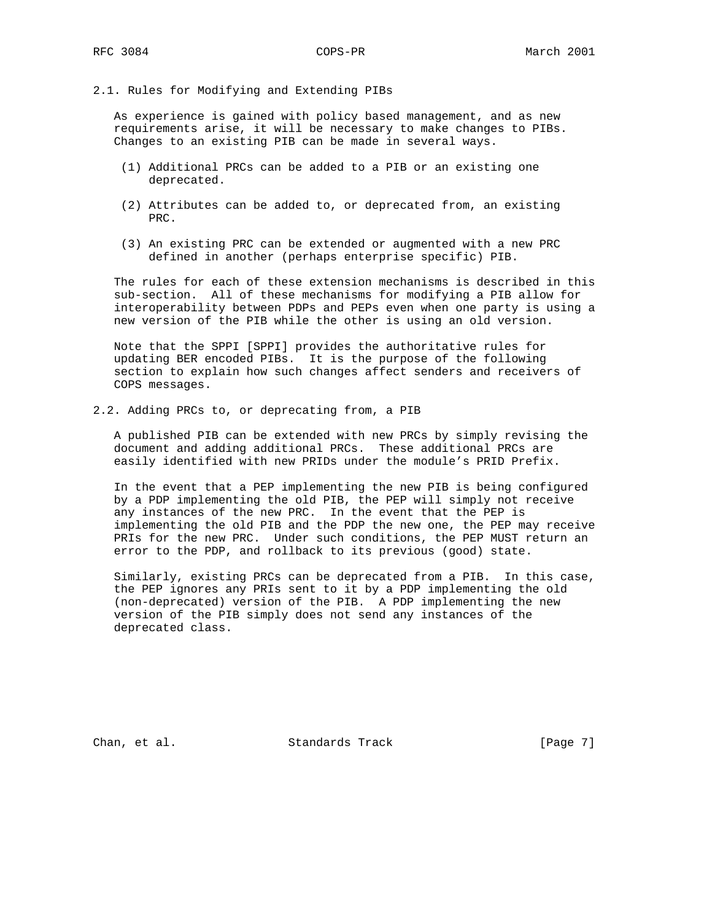## 2.1. Rules for Modifying and Extending PIBs

As experience is gained with policy based management, and as new requirements arise, it will be necessary to make changes to PIBs. Changes to an existing PIB can be made in several ways.

(1) Additional PRCs can be added to a PIB or an existing one deprecated.

(2) Attributes can be added to, or deprecated from, an existing PRC.

(3) An existing PRC can be extended or augmented with a new PRC defined in another (perhaps enterprise specific) PIB.

The rules for each of these extension mechanisms is described in this sub-section. All of these mechanisms for modifying a PIB allow for interoperability between PDPs and PEPs even when one party is using a new version of the PIB while the other is using an old version.

Note that the SPPI [SPPI] provides the authoritative rules for updating BER encoded PIBs. It is the purpose of the following section to explain how such changes affect senders and receivers of COPS messages.

## 2.2. Adding PRCs to, or deprecating from, a PIB

A published PIB can be extended with new PRCs by simply revising the document and adding additional PRCs. These additional PRCs are easily identified with new PRIDs under the module's PRID Prefix.

In the event that a PEP implementing the new PIB is being configured by a PDP implementing the old PIB, the PEP will simply not receive any instances of the new PRC. In the event that the PEP is implementing the old PIB and the PDP the new one, the PEP may receive PRIs for the new PRC. Under such conditions, the PEP MUST return an error to the PDP, and rollback to its previous (good) state.

Similarly, existing PRCs can be deprecated from a PIB. In this case, the PEP ignores any PRIs sent to it by a PDP implementing the old (non-deprecated) version of the PIB. A PDP implementing the new version of the PIB simply does not send any instances of the deprecated class.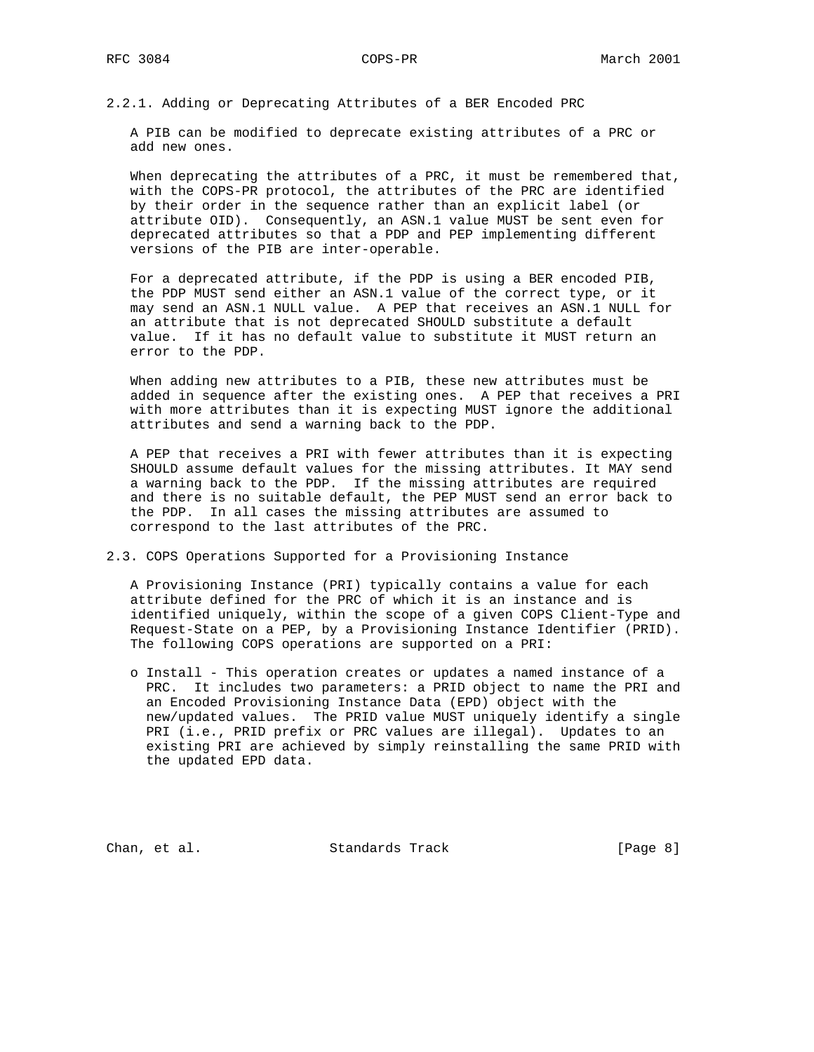### 2.2.1. Adding or Deprecating Attributes of a BER Encoded PRC

A PIB can be modified to deprecate existing attributes of a PRC or add new ones.

When deprecating the attributes of a PRC, it must be remembered that, with the COPS-PR protocol, the attributes of the PRC are identified by their order in the sequence rather than an explicit label (or attribute OID). Consequently, an ASN.1 value MUST be sent even for deprecated attributes so that a PDP and PEP implementing different versions of the PIB are inter-operable.

For a deprecated attribute, if the PDP is using a BER encoded PIB, the PDP MUST send either an ASN.1 value of the correct type, or it may send an ASN.1 NULL value. A PEP that receives an ASN.1 NULL for an attribute that is not deprecated SHOULD substitute a default value. If it has no default value to substitute it MUST return an error to the PDP.

When adding new attributes to a PIB, these new attributes must be added in sequence after the existing ones. A PEP that receives a PRI with more attributes than it is expecting MUST ignore the additional attributes and send a warning back to the PDP.

A PEP that receives a PRI with fewer attributes than it is expecting SHOULD assume default values for the missing attributes. It MAY send a warning back to the PDP. If the missing attributes are required and there is no suitable default, the PEP MUST send an error back to the PDP. In all cases the missing attributes are assumed to correspond to the last attributes of the PRC.

## 2.3. COPS Operations Supported for a Provisioning Instance

A Provisioning Instance (PRI) typically contains a value for each attribute defined for the PRC of which it is an instance and is identified uniquely, within the scope of a given COPS Client-Type and Request-State on a PEP, by a Provisioning Instance Identifier (PRID). The following COPS operations are supported on a PRI:

- Install - This operation creates or updates a named instance of a PRC. It includes two parameters: a PRID object to name the PRI and an Encoded Provisioning Instance Data (EPD) object with the new/updated values. The PRID value MUST uniquely identify a single PRI (i.e., PRID prefix or PRC values are illegal). Updates to an existing PRI are achieved by simply reinstalling the same PRID with the updated EPD data.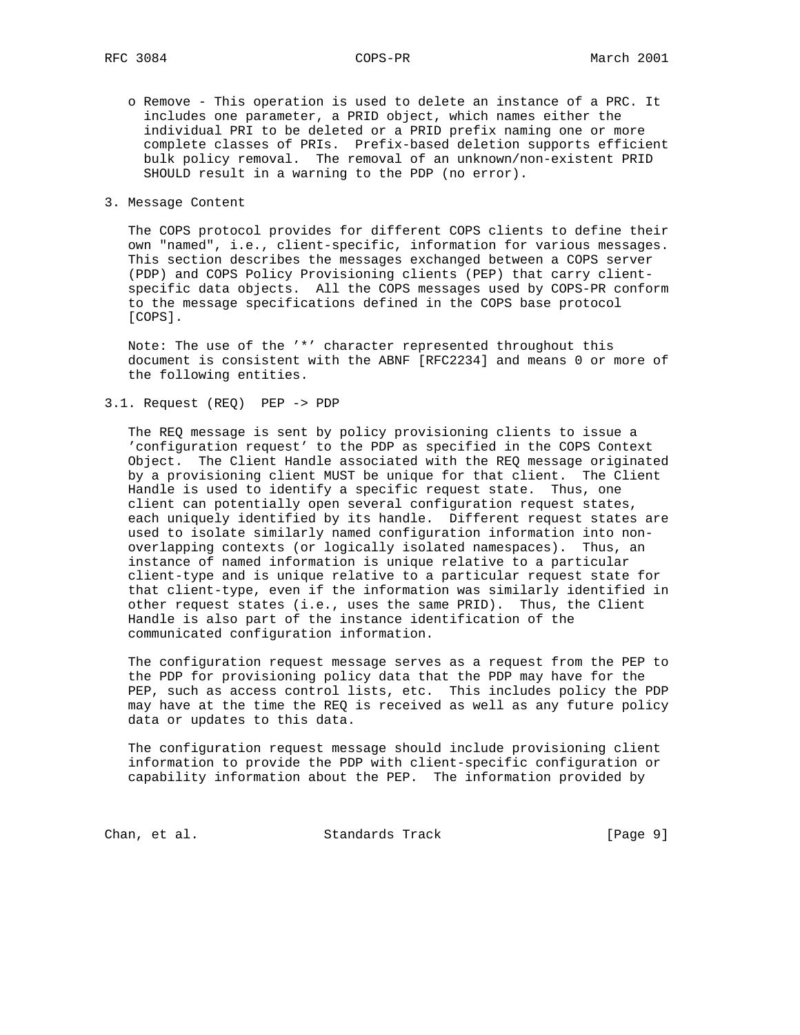- Remove - This operation is used to delete an instance of a PRC. It includes one parameter, a PRID object, which names either the individual PRI to be deleted or a PRID prefix naming one or more complete classes of PRIs. Prefix-based deletion supports efficient bulk policy removal. The removal of an unknown/non-existent PRID SHOULD result in a warning to the PDP (no error).

## 3. Message Content

The COPS protocol provides for different COPS clients to define their own "named", i.e., client-specific, information for various messages. This section describes the messages exchanged between a COPS server (PDP) and COPS Policy Provisioning clients (PEP) that carry client-specific data objects. All the COPS messages used by COPS-PR conform to the message specifications defined in the COPS base protocol [COPS].

Note: The use of the '*' character represented throughout this document is consistent with the ABNF [RFC2234] and means 0 or more of the following entities.

### 3.1. Request (REQ) PEP -> PDP

The REQ message is sent by policy provisioning clients to issue a 'configuration request' to the PDP as specified in the COPS Context Object. The Client Handle associated with the REQ message originated by a provisioning client MUST be unique for that client. The Client Handle is used to identify a specific request state. Thus, one client can potentially open several configuration request states, each uniquely identified by its handle. Different request states are used to isolate similarly named configuration information into non-overlapping contexts (or logically isolated namespaces). Thus, an instance of named information is unique relative to a particular client-type and is unique relative to a particular request state for that client-type, even if the information was similarly identified in other request states (i.e., uses the same PRID). Thus, the Client Handle is also part of the instance identification of the communicated configuration information.

The configuration request message serves as a request from the PEP to the PDP for provisioning policy data that the PDP may have for the PEP, such as access control lists, etc. This includes policy the PDP may have at the time the REQ is received as well as any future policy data or updates to this data.

The configuration request message should include provisioning client information to provide the PDP with client-specific configuration or capability information about the PEP. The information provided by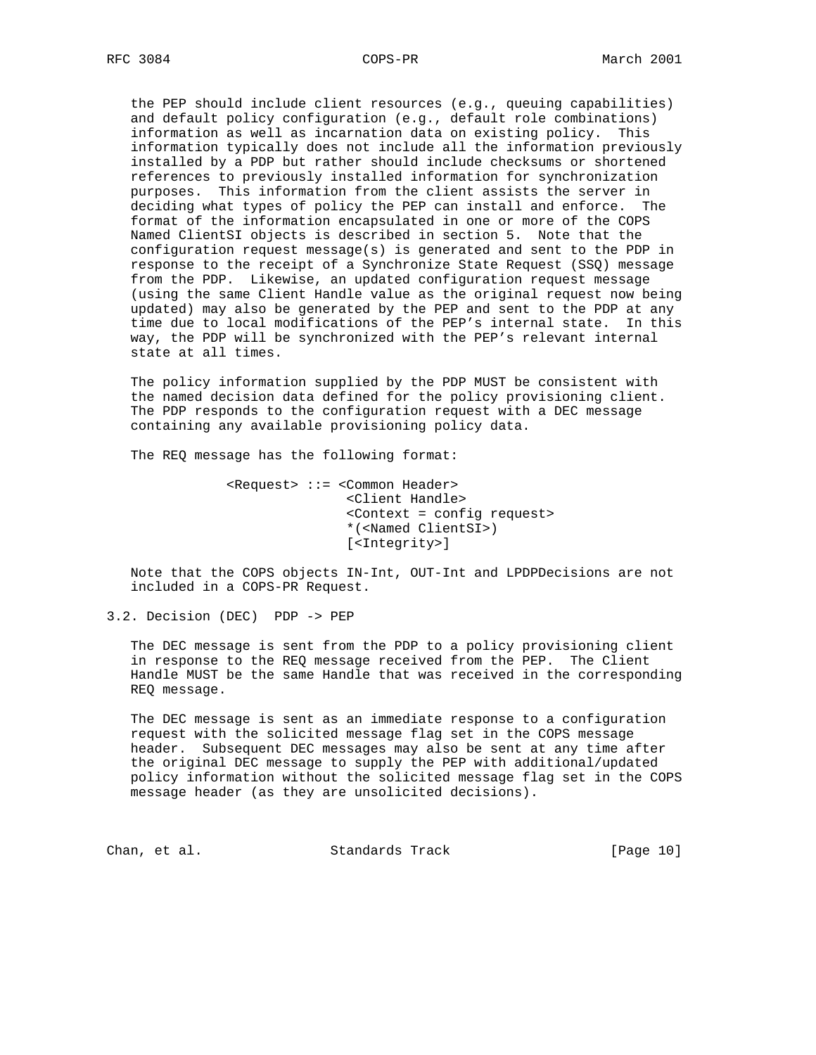the PEP should include client resources (e.g., queuing capabilities) and default policy configuration (e.g., default role combinations) information as well as incarnation data on existing policy. This information typically does not include all the information previously installed by a PDP but rather should include checksums or shortened references to previously installed information for synchronization purposes. This information from the client assists the server in deciding what types of policy the PEP can install and enforce. The format of the information encapsulated in one or more of the COPS Named ClientSI objects is described in section 5. Note that the configuration request message(s) is generated and sent to the PDP in response to the receipt of a Synchronize State Request (SSQ) message from the PDP. Likewise, an updated configuration request message (using the same Client Handle value as the original request now being updated) may also be generated by the PEP and sent to the PDP at any time due to local modifications of the PEP's internal state. In this way, the PDP will be synchronized with the PEP's relevant internal state at all times.

The policy information supplied by the PDP MUST be consistent with the named decision data defined for the policy provisioning client. The PDP responds to the configuration request with a DEC message containing any available provisioning policy data.

The REQ message has the following format:

```
<Request> ::= <Common Header>
              <Client Handle>
              <Context = config request>
              *(<Named ClientSI>)
              [<Integrity>]
```

Note that the COPS objects IN-Int, OUT-Int and LPDPDecisions are not included in a COPS-PR Request.

## 3.2. Decision (DEC) PDP -> PEP

The DEC message is sent from the PDP to a policy provisioning client in response to the REQ message received from the PEP. The Client Handle MUST be the same Handle that was received in the corresponding REQ message.

The DEC message is sent as an immediate response to a configuration request with the solicited message flag set in the COPS message header. Subsequent DEC messages may also be sent at any time after the original DEC message to supply the PEP with additional/updated policy information without the solicited message flag set in the COPS message header (as they are unsolicited decisions).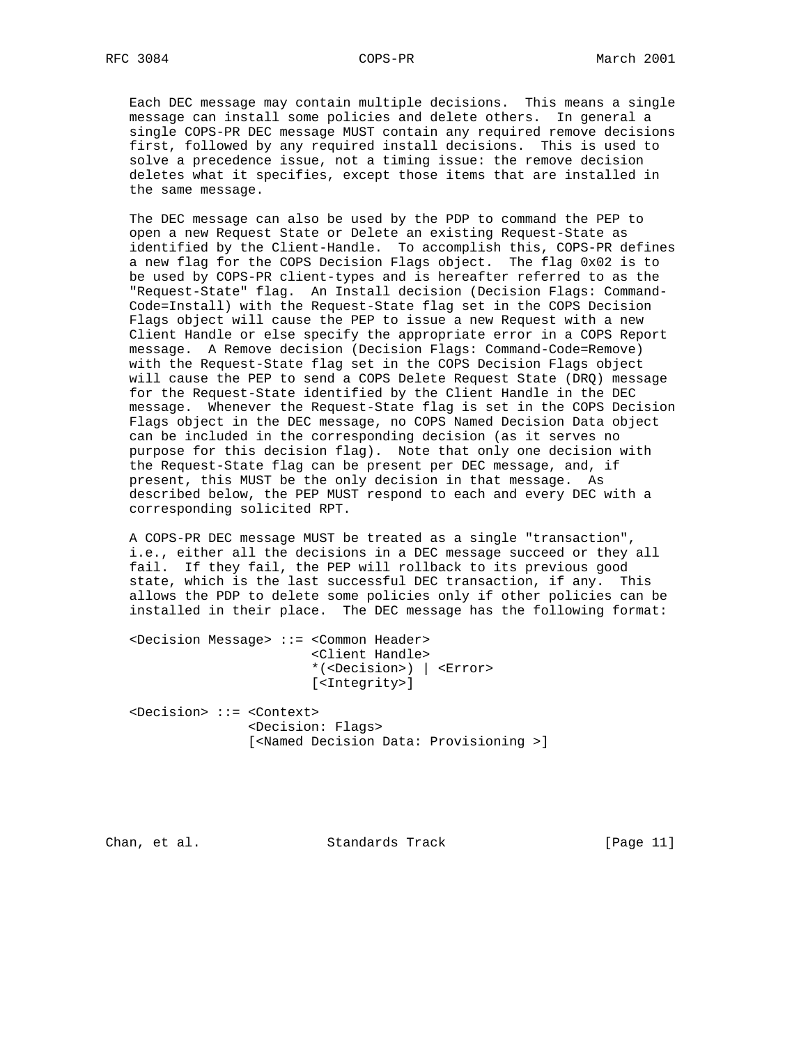Each DEC message may contain multiple decisions. This means a single message can install some policies and delete others. In general a single COPS-PR DEC message MUST contain any required remove decisions first, followed by any required install decisions. This is used to solve a precedence issue, not a timing issue: the remove decision deletes what it specifies, except those items that are installed in the same message.

The DEC message can also be used by the PDP to command the PEP to open a new Request State or Delete an existing Request-State as identified by the Client-Handle. To accomplish this, COPS-PR defines a new flag for the COPS Decision Flags object. The flag 0x02 is to be used by COPS-PR client-types and is hereafter referred to as the "Request-State" flag. An Install decision (Decision Flags: Command-Code=Install) with the Request-State flag set in the COPS Decision Flags object will cause the PEP to issue a new Request with a new Client Handle or else specify the appropriate error in a COPS Report message. A Remove decision (Decision Flags: Command-Code=Remove) with the Request-State flag set in the COPS Decision Flags object will cause the PEP to send a COPS Delete Request State (DRQ) message for the Request-State identified by the Client Handle in the DEC message. Whenever the Request-State flag is set in the COPS Decision Flags object in the DEC message, no COPS Named Decision Data object can be included in the corresponding decision (as it serves no purpose for this decision flag). Note that only one decision with the Request-State flag can be present per DEC message, and, if present, this MUST be the only decision in that message. As described below, the PEP MUST respond to each and every DEC with a corresponding solicited RPT.

A COPS-PR DEC message MUST be treated as a single "transaction", i.e., either all the decisions in a DEC message succeed or they all fail. If they fail, the PEP will rollback to its previous good state, which is the last successful DEC transaction, if any. This allows the PDP to delete some policies only if other policies can be installed in their place. The DEC message has the following format:

```
<Decision Message> ::= <Common Header>
                       <Client Handle>
                       *(<Decision>) | <Error>
                       [<Integrity>]

<Decision> ::= <Context>
               <Decision: Flags>
               [<Named Decision Data: Provisioning >]
```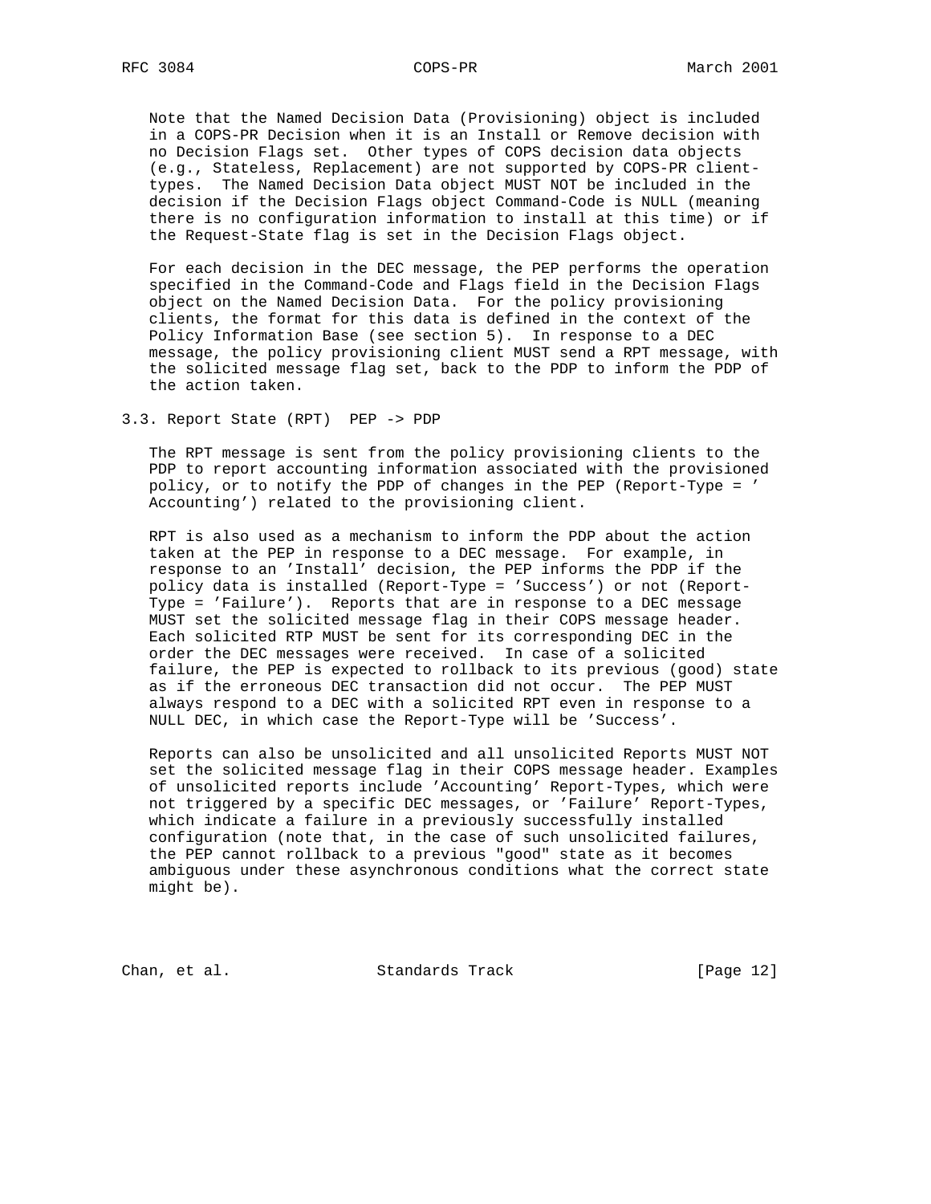Note that the Named Decision Data (Provisioning) object is included in a COPS-PR Decision when it is an Install or Remove decision with no Decision Flags set. Other types of COPS decision data objects (e.g., Stateless, Replacement) are not supported by COPS-PR client-types. The Named Decision Data object MUST NOT be included in the decision if the Decision Flags object Command-Code is NULL (meaning there is no configuration information to install at this time) or if the Request-State flag is set in the Decision Flags object.

For each decision in the DEC message, the PEP performs the operation specified in the Command-Code and Flags field in the Decision Flags object on the Named Decision Data. For the policy provisioning clients, the format for this data is defined in the context of the Policy Information Base (see section 5). In response to a DEC message, the policy provisioning client MUST send a RPT message, with the solicited message flag set, back to the PDP to inform the PDP of the action taken.

### 3.3. Report State (RPT) PEP -> PDP

The RPT message is sent from the policy provisioning clients to the PDP to report accounting information associated with the provisioned policy, or to notify the PDP of changes in the PEP (Report-Type = ' Accounting') related to the provisioning client.

RPT is also used as a mechanism to inform the PDP about the action taken at the PEP in response to a DEC message. For example, in response to an 'Install' decision, the PEP informs the PDP if the policy data is installed (Report-Type = 'Success') or not (Report-Type = 'Failure'). Reports that are in response to a DEC message MUST set the solicited message flag in their COPS message header. Each solicited RTP MUST be sent for its corresponding DEC in the order the DEC messages were received. In case of a solicited failure, the PEP is expected to rollback to its previous (good) state as if the erroneous DEC transaction did not occur. The PEP MUST always respond to a DEC with a solicited RPT even in response to a NULL DEC, in which case the Report-Type will be 'Success'.

Reports can also be unsolicited and all unsolicited Reports MUST NOT set the solicited message flag in their COPS message header. Examples of unsolicited reports include 'Accounting' Report-Types, which were not triggered by a specific DEC messages, or 'Failure' Report-Types, which indicate a failure in a previously successfully installed configuration (note that, in the case of such unsolicited failures, the PEP cannot rollback to a previous "good" state as it becomes ambiguous under these asynchronous conditions what the correct state might be).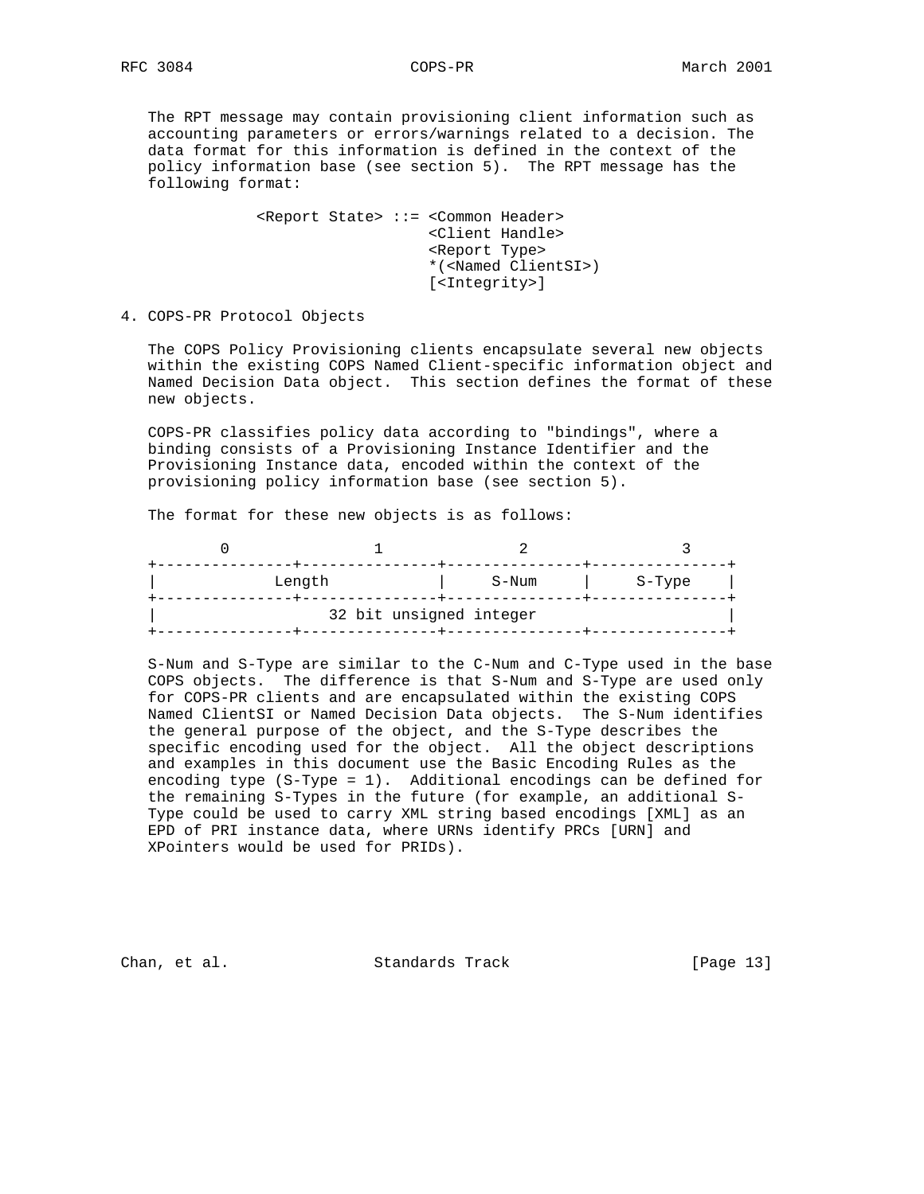The RPT message may contain provisioning client information such as accounting parameters or errors/warnings related to a decision. The data format for this information is defined in the context of the policy information base (see section 5). The RPT message has the following format:

```
           <Report State> ::= <Common Header>
                              <Client Handle>
                              <Report Type>
                              *(<Named ClientSI>)
                              [<Integrity>]
```

## 4. COPS-PR Protocol Objects

The COPS Policy Provisioning clients encapsulate several new objects within the existing COPS Named Client-specific information object and Named Decision Data object. This section defines the format of these new objects.

COPS-PR classifies policy data according to "bindings", where a binding consists of a Provisioning Instance Identifier and the Provisioning Instance data, encoded within the context of the provisioning policy information base (see section 5).

The format for these new objects is as follows:

```
       0               1               2               3
+---------------+---------------+---------------+---------------+
|            Length             |     S-Num     |    S-Type     |
+---------------+---------------+---------------+---------------+
|                  32 bit unsigned integer                      |
+---------------+---------------+---------------+---------------+
```

S-Num and S-Type are similar to the C-Num and C-Type used in the base COPS objects. The difference is that S-Num and S-Type are used only for COPS-PR clients and are encapsulated within the existing COPS Named ClientSI or Named Decision Data objects. The S-Num identifies the general purpose of the object, and the S-Type describes the specific encoding used for the object. All the object descriptions and examples in this document use the Basic Encoding Rules as the encoding type (S-Type = 1). Additional encodings can be defined for the remaining S-Types in the future (for example, an additional S-Type could be used to carry XML string based encodings [XML] as an EPD of PRI instance data, where URNs identify PRCs [URN] and XPointers would be used for PRIDs).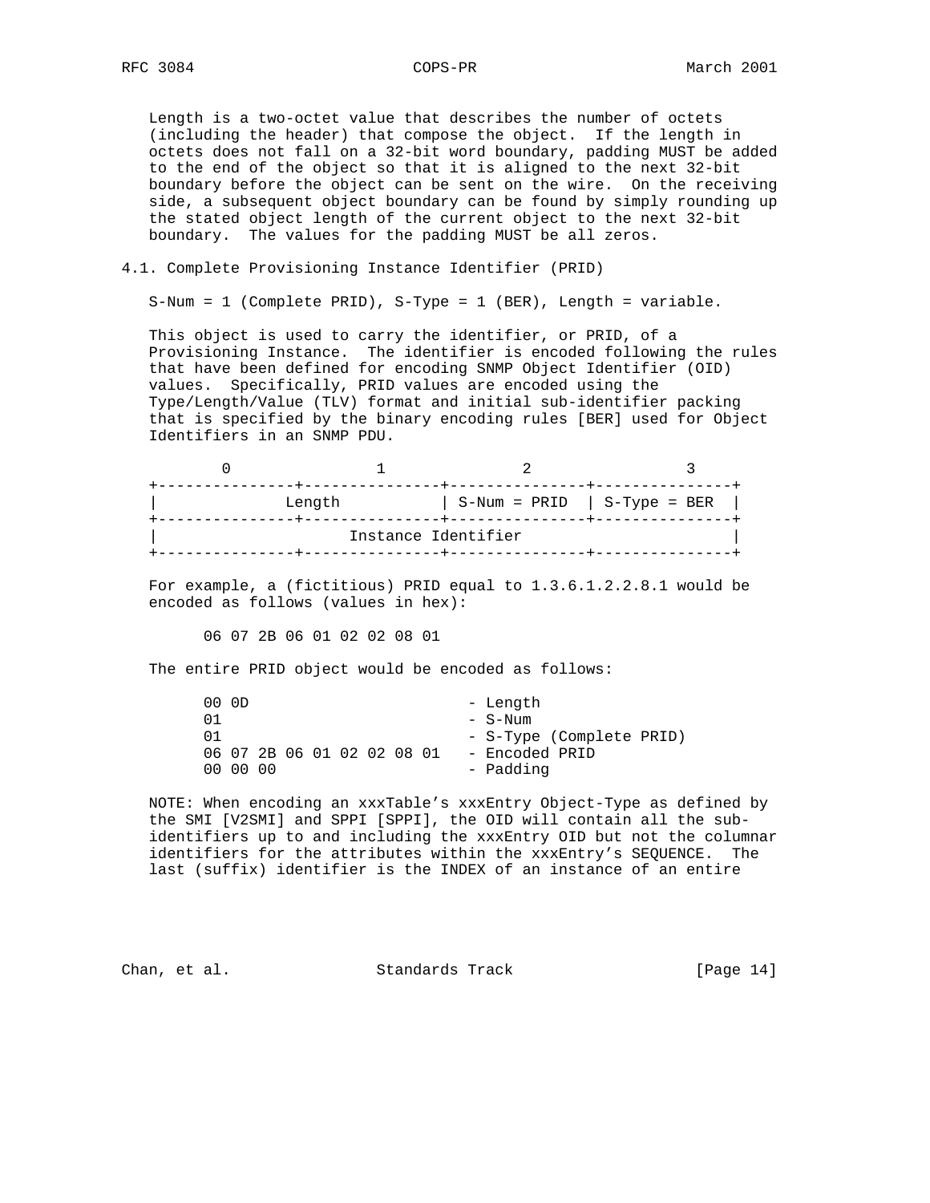Length is a two-octet value that describes the number of octets (including the header) that compose the object. If the length in octets does not fall on a 32-bit word boundary, padding MUST be added to the end of the object so that it is aligned to the next 32-bit boundary before the object can be sent on the wire. On the receiving side, a subsequent object boundary can be found by simply rounding up the stated object length of the current object to the next 32-bit boundary. The values for the padding MUST be all zeros.

## 4.1. Complete Provisioning Instance Identifier (PRID)

S-Num = 1 (Complete PRID), S-Type = 1 (BER), Length = variable.

This object is used to carry the identifier, or PRID, of a Provisioning Instance. The identifier is encoded following the rules that have been defined for encoding SNMP Object Identifier (OID) values. Specifically, PRID values are encoded using the Type/Length/Value (TLV) format and initial sub-identifier packing that is specified by the binary encoding rules [BER] used for Object Identifiers in an SNMP PDU.

```
        0               1               2               3
+---------------+---------------+---------------+---------------+
|             Length            | S-Num = PRID  | S-Type = BER  |
+---------------+---------------+---------------+---------------+
|                      Instance Identifier                      |
+---------------+---------------+---------------+---------------+
```

For example, a (fictitious) PRID equal to 1.3.6.1.2.2.8.1 would be encoded as follows (values in hex):

```
06 07 2B 06 01 02 02 08 01
```

The entire PRID object would be encoded as follows:

```
00 0D                       - Length
01                          - S-Num
01                          - S-Type (Complete PRID)
06 07 2B 06 01 02 02 08 01  - Encoded PRID
00 00 00                    - Padding
```

NOTE: When encoding an xxxTable's xxxEntry Object-Type as defined by the SMI [V2SMI] and SPPI [SPPI], the OID will contain all the sub-identifiers up to and including the xxxEntry OID but not the columnar identifiers for the attributes within the xxxEntry's SEQUENCE. The last (suffix) identifier is the INDEX of an instance of an entire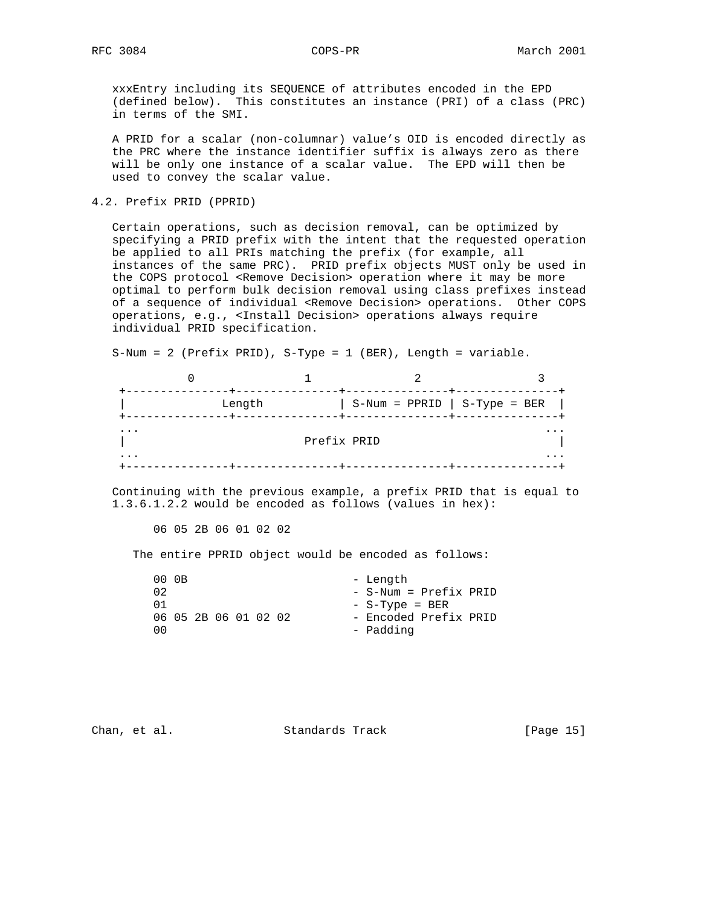xxxEntry including its SEQUENCE of attributes encoded in the EPD (defined below). This constitutes an instance (PRI) of a class (PRC) in terms of the SMI.

A PRID for a scalar (non-columnar) value's OID is encoded directly as the PRC where the instance identifier suffix is always zero as there will be only one instance of a scalar value. The EPD will then be used to convey the scalar value.

## 4.2. Prefix PRID (PPRID)

Certain operations, such as decision removal, can be optimized by specifying a PRID prefix with the intent that the requested operation be applied to all PRIs matching the prefix (for example, all instances of the same PRC). PRID prefix objects MUST only be used in the COPS protocol <Remove Decision> operation where it may be more optimal to perform bulk decision removal using class prefixes instead of a sequence of individual <Remove Decision> operations. Other COPS operations, e.g., <Install Decision> operations always require individual PRID specification.

S-Num = 2 (Prefix PRID), S-Type = 1 (BER), Length = variable.

```
          0              1              2              3
 +--------------+--------------+--------------+--------------+
 |            Length           | S-Num = PPRID | S-Type = BER |
 +--------------+--------------+--------------+--------------+
 ...                                                       ...
 |                       Prefix PRID                          |
 ...                                                       ...
 +--------------+--------------+--------------+--------------+
```

Continuing with the previous example, a prefix PRID that is equal to 1.3.6.1.2.2 would be encoded as follows (values in hex):

```
06 05 2B 06 01 02 02
```

The entire PPRID object would be encoded as follows:

```
00 0B                    - Length
02                       - S-Num = Prefix PRID
01                       - S-Type = BER
06 05 2B 06 01 02 02     - Encoded Prefix PRID
00                       - Padding
```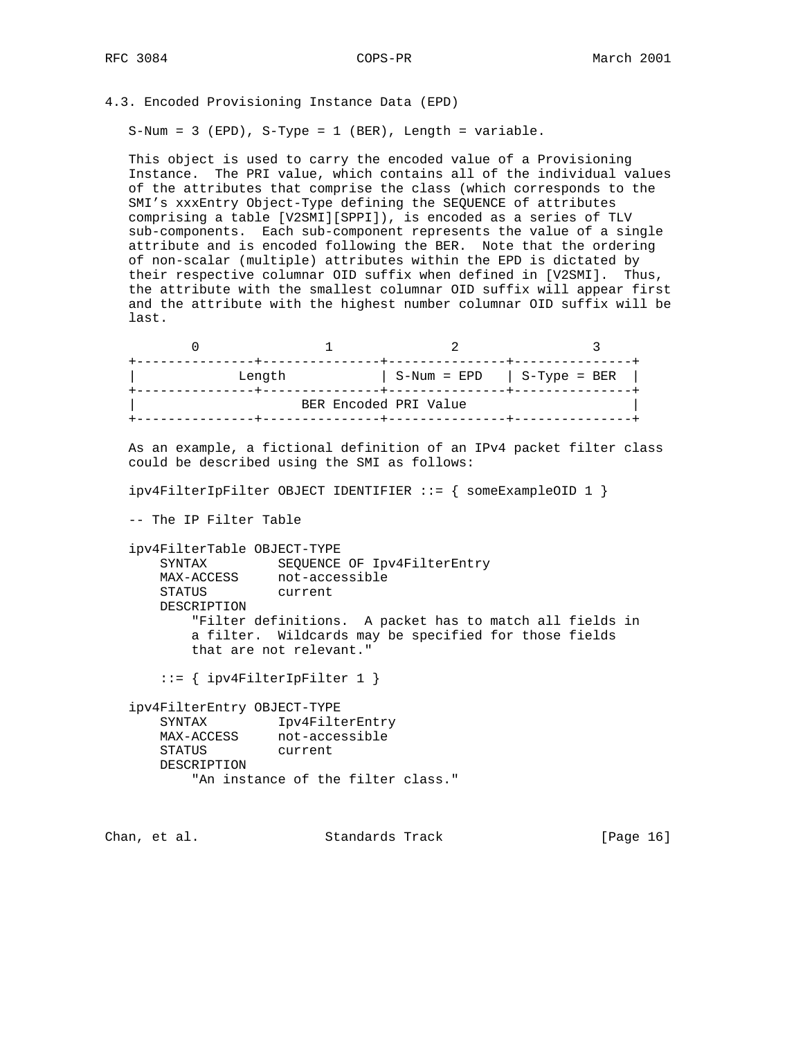### 4.3. Encoded Provisioning Instance Data (EPD)

S-Num = 3 (EPD), S-Type = 1 (BER), Length = variable.

This object is used to carry the encoded value of a Provisioning Instance. The PRI value, which contains all of the individual values of the attributes that comprise the class (which corresponds to the SMI's xxxEntry Object-Type defining the SEQUENCE of attributes comprising a table [V2SMI][SPPI]), is encoded as a series of TLV sub-components. Each sub-component represents the value of a single attribute and is encoded following the BER. Note that the ordering of non-scalar (multiple) attributes within the EPD is dictated by their respective columnar OID suffix when defined in [V2SMI]. Thus, the attribute with the smallest columnar OID suffix will appear first and the attribute with the highest number columnar OID suffix will be last.

```
       0              1              2              3
+--------------+--------------+--------------+--------------+
|           Length            | S-Num = EPD  | S-Type = BER |
+--------------+--------------+--------------+--------------+
|                   BER Encoded PRI Value                   |
+--------------+--------------+--------------+--------------+
```

As an example, a fictional definition of an IPv4 packet filter class could be described using the SMI as follows:

```
ipv4FilterIpFilter OBJECT IDENTIFIER ::= { someExampleOID 1 }

-- The IP Filter Table

ipv4FilterTable OBJECT-TYPE
    SYNTAX         SEQUENCE OF Ipv4FilterEntry
    MAX-ACCESS     not-accessible
    STATUS         current
    DESCRIPTION
        "Filter definitions.  A packet has to match all fields in
        a filter.  Wildcards may be specified for those fields
        that are not relevant."

    ::= { ipv4FilterIpFilter 1 }

ipv4FilterEntry OBJECT-TYPE
    SYNTAX         Ipv4FilterEntry
    MAX-ACCESS     not-accessible
    STATUS         current
    DESCRIPTION
        "An instance of the filter class."
```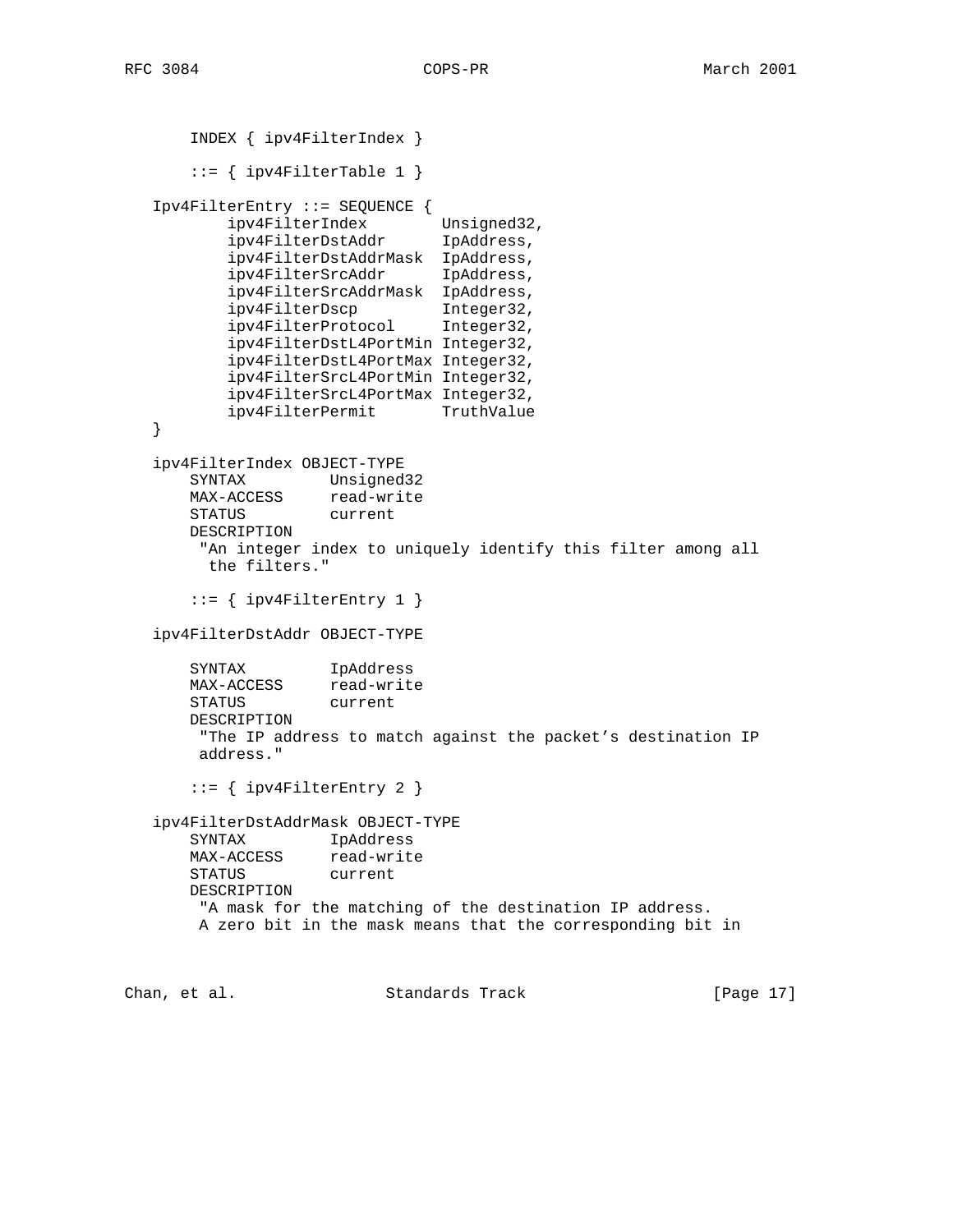```
       INDEX { ipv4FilterIndex }

       ::= { ipv4FilterTable 1 }

   Ipv4FilterEntry ::= SEQUENCE {
           ipv4FilterIndex        Unsigned32,
           ipv4FilterDstAddr      IpAddress,
           ipv4FilterDstAddrMask  IpAddress,
           ipv4FilterSrcAddr      IpAddress,
           ipv4FilterSrcAddrMask  IpAddress,
           ipv4FilterDscp         Integer32,
           ipv4FilterProtocol     Integer32,
           ipv4FilterDstL4PortMin Integer32,
           ipv4FilterDstL4PortMax Integer32,
           ipv4FilterSrcL4PortMin Integer32,
           ipv4FilterSrcL4PortMax Integer32,
           ipv4FilterPermit       TruthValue
   }

   ipv4FilterIndex OBJECT-TYPE
       SYNTAX         Unsigned32
       MAX-ACCESS     read-write
       STATUS         current
       DESCRIPTION
        "An integer index to uniquely identify this filter among all
         the filters."

       ::= { ipv4FilterEntry 1 }

   ipv4FilterDstAddr OBJECT-TYPE

       SYNTAX         IpAddress
       MAX-ACCESS     read-write
       STATUS         current
       DESCRIPTION
        "The IP address to match against the packet's destination IP
        address."

       ::= { ipv4FilterEntry 2 }

   ipv4FilterDstAddrMask OBJECT-TYPE
       SYNTAX         IpAddress
       MAX-ACCESS     read-write
       STATUS         current
       DESCRIPTION
        "A mask for the matching of the destination IP address.
        A zero bit in the mask means that the corresponding bit in
```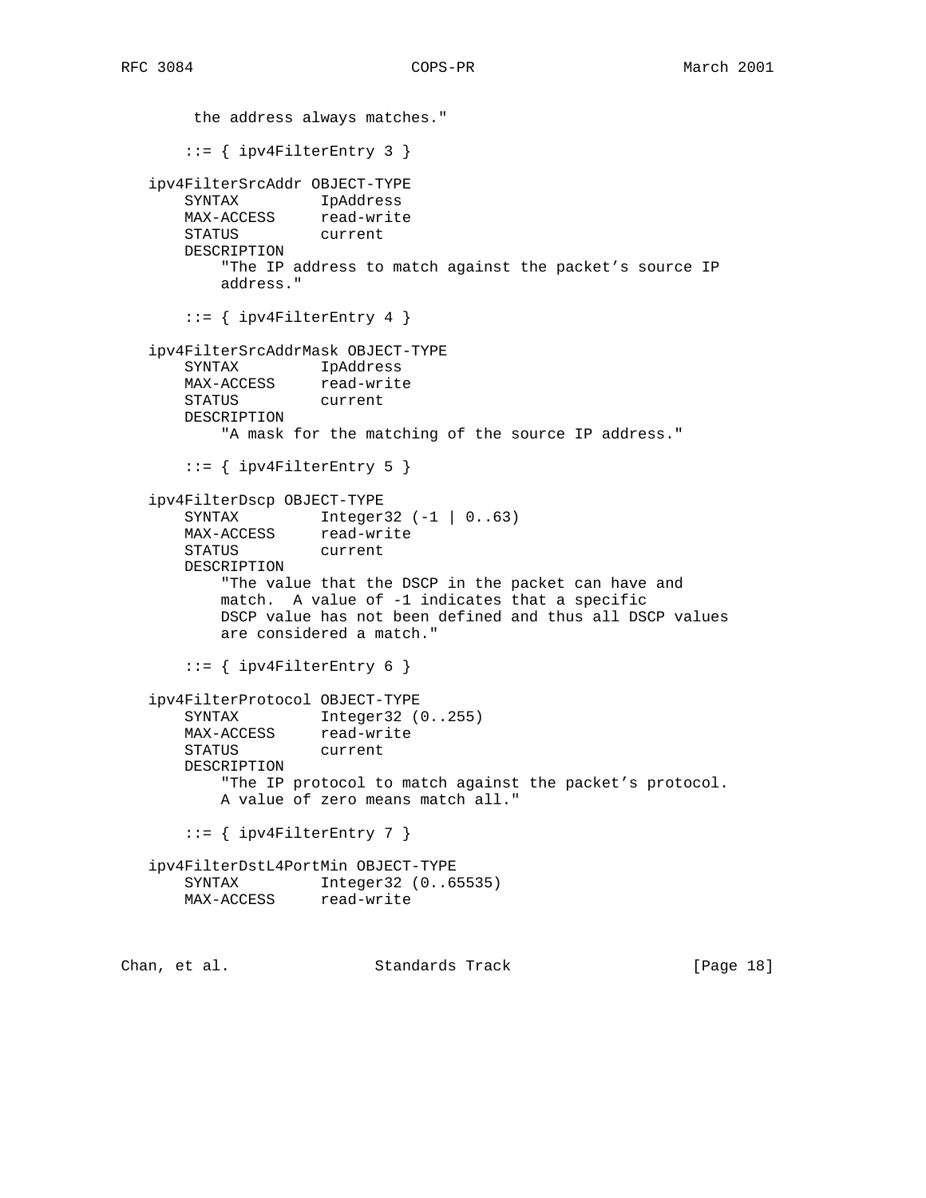```
        the address always matches."

       ::= { ipv4FilterEntry 3 }

   ipv4FilterSrcAddr OBJECT-TYPE
       SYNTAX         IpAddress
       MAX-ACCESS     read-write
       STATUS         current
       DESCRIPTION
           "The IP address to match against the packet's source IP
           address."

       ::= { ipv4FilterEntry 4 }

   ipv4FilterSrcAddrMask OBJECT-TYPE
       SYNTAX         IpAddress
       MAX-ACCESS     read-write
       STATUS         current
       DESCRIPTION
           "A mask for the matching of the source IP address."

       ::= { ipv4FilterEntry 5 }

   ipv4FilterDscp OBJECT-TYPE
       SYNTAX         Integer32 (-1 | 0..63)
       MAX-ACCESS     read-write
       STATUS         current
       DESCRIPTION
           "The value that the DSCP in the packet can have and
           match.  A value of -1 indicates that a specific
           DSCP value has not been defined and thus all DSCP values
           are considered a match."

       ::= { ipv4FilterEntry 6 }

   ipv4FilterProtocol OBJECT-TYPE
       SYNTAX         Integer32 (0..255)
       MAX-ACCESS     read-write
       STATUS         current
       DESCRIPTION
           "The IP protocol to match against the packet's protocol.
           A value of zero means match all."

       ::= { ipv4FilterEntry 7 }

   ipv4FilterDstL4PortMin OBJECT-TYPE
       SYNTAX         Integer32 (0..65535)
       MAX-ACCESS     read-write
```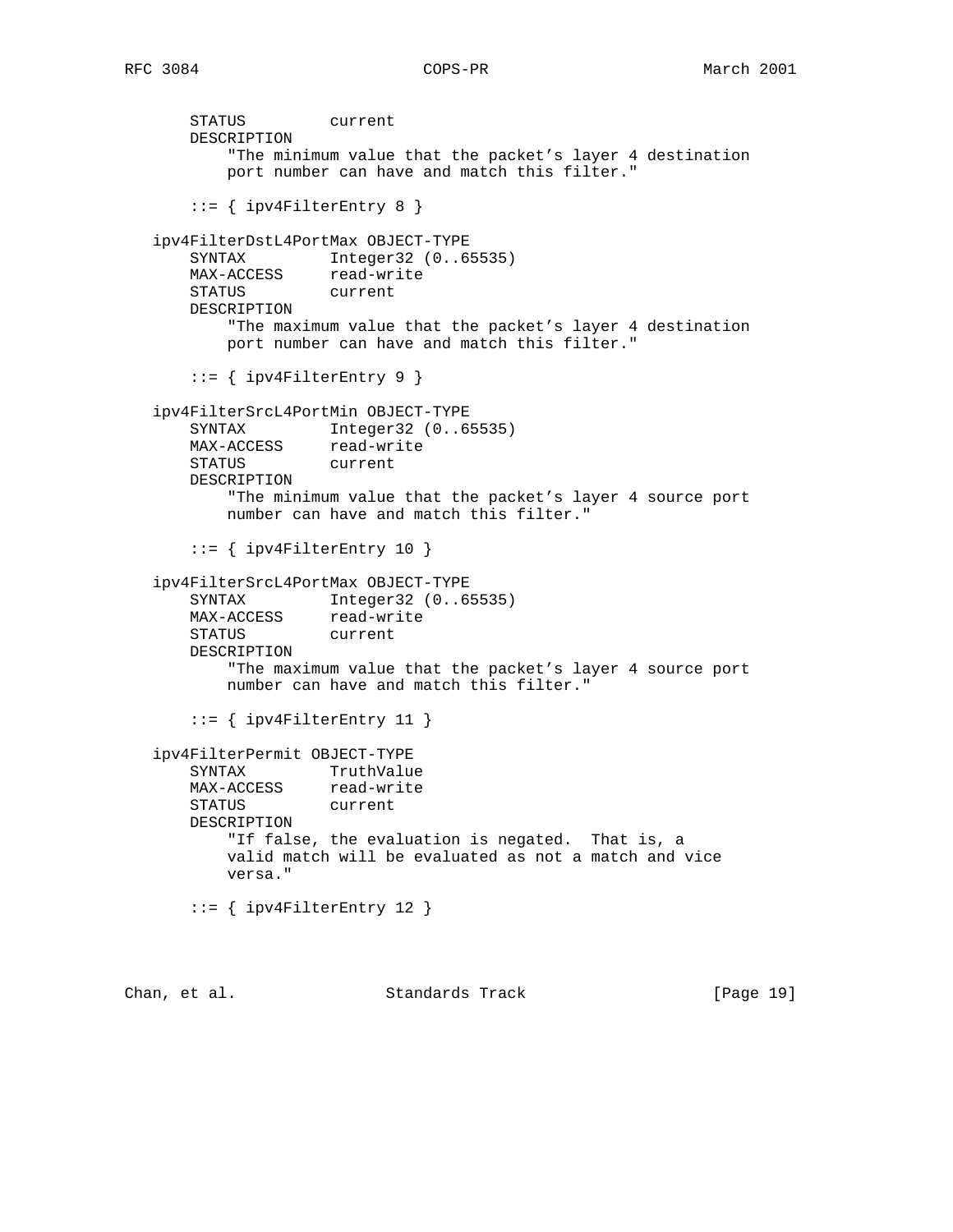```
       STATUS         current
       DESCRIPTION
           "The minimum value that the packet's layer 4 destination
           port number can have and match this filter."

       ::= { ipv4FilterEntry 8 }

   ipv4FilterDstL4PortMax OBJECT-TYPE
       SYNTAX         Integer32 (0..65535)
       MAX-ACCESS     read-write
       STATUS         current
       DESCRIPTION
           "The maximum value that the packet's layer 4 destination
           port number can have and match this filter."

       ::= { ipv4FilterEntry 9 }

   ipv4FilterSrcL4PortMin OBJECT-TYPE
       SYNTAX         Integer32 (0..65535)
       MAX-ACCESS     read-write
       STATUS         current
       DESCRIPTION
           "The minimum value that the packet's layer 4 source port
           number can have and match this filter."

       ::= { ipv4FilterEntry 10 }

   ipv4FilterSrcL4PortMax OBJECT-TYPE
       SYNTAX         Integer32 (0..65535)
       MAX-ACCESS     read-write
       STATUS         current
       DESCRIPTION
           "The maximum value that the packet's layer 4 source port
           number can have and match this filter."

       ::= { ipv4FilterEntry 11 }

   ipv4FilterPermit OBJECT-TYPE
       SYNTAX         TruthValue
       MAX-ACCESS     read-write
       STATUS         current
       DESCRIPTION
           "If false, the evaluation is negated.  That is, a
           valid match will be evaluated as not a match and vice
           versa."

       ::= { ipv4FilterEntry 12 }
```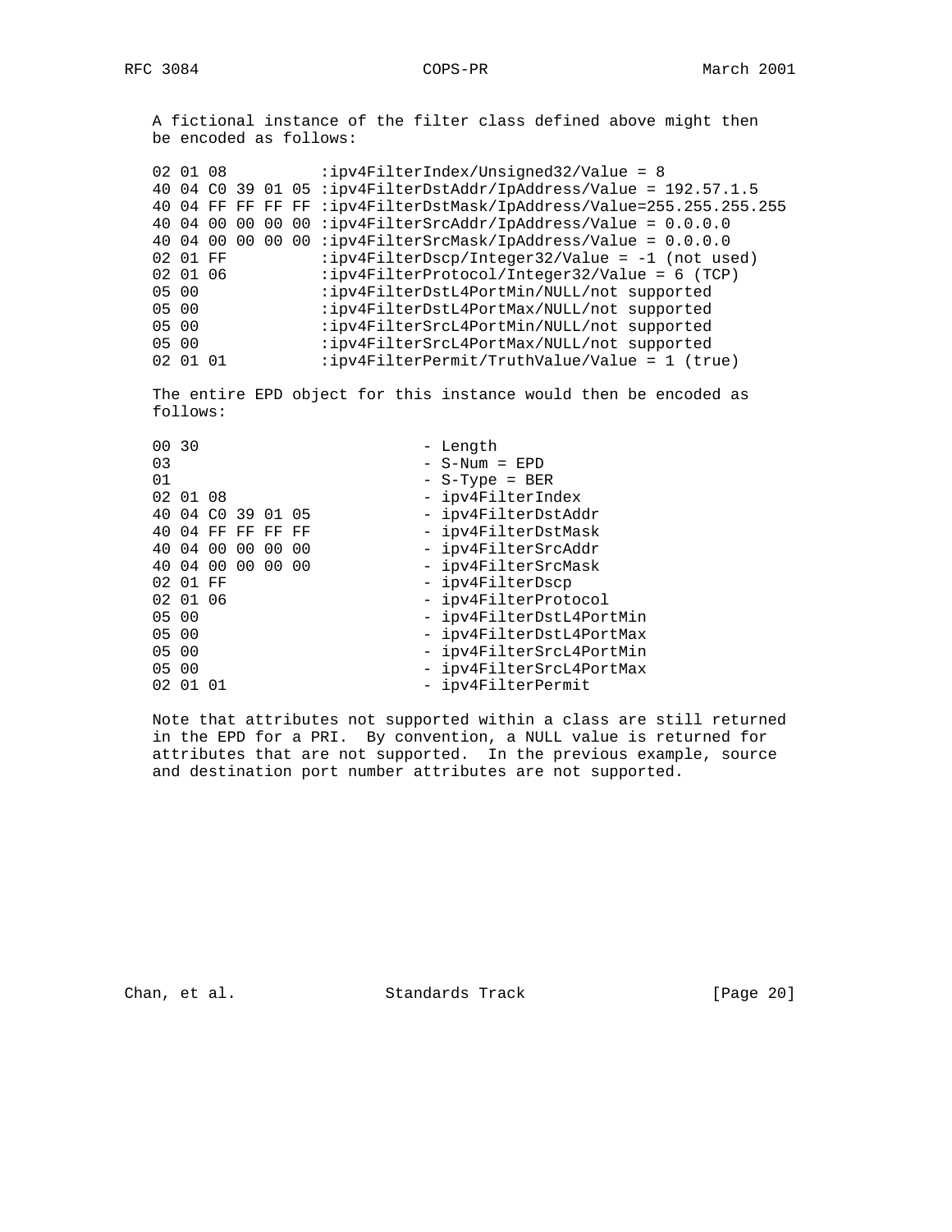A fictional instance of the filter class defined above might then be encoded as follows:

```
02 01 08          :ipv4FilterIndex/Unsigned32/Value = 8
40 04 C0 39 01 05 :ipv4FilterDstAddr/IpAddress/Value = 192.57.1.5
40 04 FF FF FF FF :ipv4FilterDstMask/IpAddress/Value=255.255.255.255
40 04 00 00 00 00 :ipv4FilterSrcAddr/IpAddress/Value = 0.0.0.0
40 04 00 00 00 00 :ipv4FilterSrcMask/IpAddress/Value = 0.0.0.0
02 01 FF          :ipv4FilterDscp/Integer32/Value = -1 (not used)
02 01 06          :ipv4FilterProtocol/Integer32/Value = 6 (TCP)
05 00             :ipv4FilterDstL4PortMin/NULL/not supported
05 00             :ipv4FilterDstL4PortMax/NULL/not supported
05 00             :ipv4FilterSrcL4PortMin/NULL/not supported
05 00             :ipv4FilterSrcL4PortMax/NULL/not supported
02 01 01          :ipv4FilterPermit/TruthValue/Value = 1 (true)
```

The entire EPD object for this instance would then be encoded as follows:

```
00 30                         - Length
03                            - S-Num = EPD
01                            - S-Type = BER
02 01 08                      - ipv4FilterIndex
40 04 C0 39 01 05             - ipv4FilterDstAddr
40 04 FF FF FF FF             - ipv4FilterDstMask
40 04 00 00 00 00             - ipv4FilterSrcAddr
40 04 00 00 00 00             - ipv4FilterSrcMask
02 01 FF                      - ipv4FilterDscp
02 01 06                      - ipv4FilterProtocol
05 00                         - ipv4FilterDstL4PortMin
05 00                         - ipv4FilterDstL4PortMax
05 00                         - ipv4FilterSrcL4PortMin
05 00                         - ipv4FilterSrcL4PortMax
02 01 01                      - ipv4FilterPermit
```

Note that attributes not supported within a class are still returned in the EPD for a PRI. By convention, a NULL value is returned for attributes that are not supported. In the previous example, source and destination port number attributes are not supported.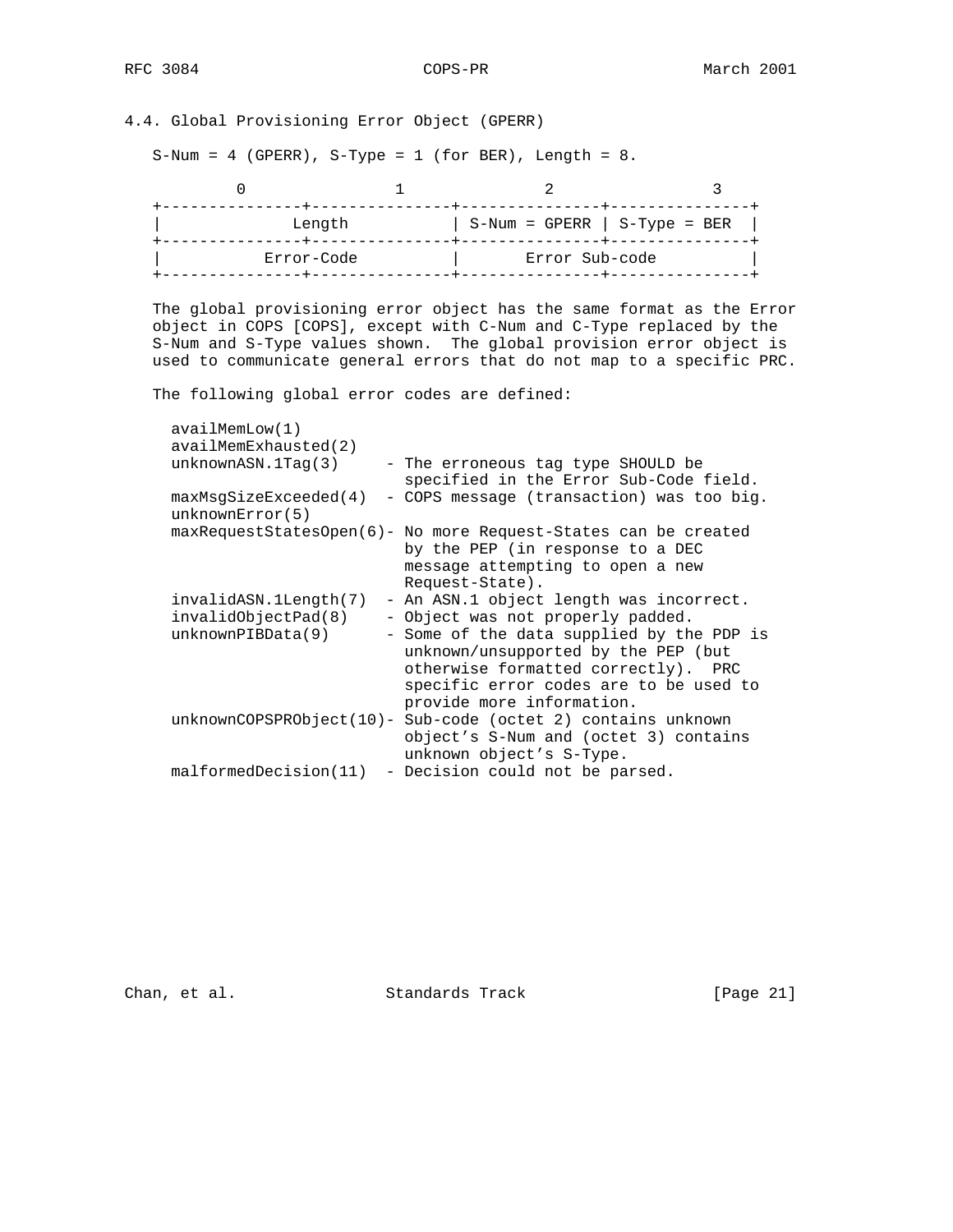### 4.4. Global Provisioning Error Object (GPERR)

S-Num = 4 (GPERR), S-Type = 1 (for BER), Length = 8.

```
        0               1               2               3
+---------------+---------------+---------------+---------------+
|            Length             | S-Num = GPERR | S-Type = BER  |
+---------------+---------------+---------------+---------------+
|          Error-Code           |        Error Sub-code         |
+---------------+---------------+---------------+---------------+
```

The global provisioning error object has the same format as the Error object in COPS [COPS], except with C-Num and C-Type replaced by the S-Num and S-Type values shown. The global provision error object is used to communicate general errors that do not map to a specific PRC.

The following global error codes are defined:

```
availMemLow(1)
availMemExhausted(2)
unknownASN.1Tag(3)     - The erroneous tag type SHOULD be
                         specified in the Error Sub-Code field.
maxMsgSizeExceeded(4)  - COPS message (transaction) was too big.
unknownError(5)
maxRequestStatesOpen(6)- No more Request-States can be created
                         by the PEP (in response to a DEC
                         message attempting to open a new
                         Request-State).
invalidASN.1Length(7)  - An ASN.1 object length was incorrect.
invalidObjectPad(8)    - Object was not properly padded.
unknownPIBData(9)      - Some of the data supplied by the PDP is
                         unknown/unsupported by the PEP (but
                         otherwise formatted correctly).  PRC
                         specific error codes are to be used to
                         provide more information.
unknownCOPSPRObject(10)- Sub-code (octet 2) contains unknown
                         object's S-Num and (octet 3) contains
                         unknown object's S-Type.
malformedDecision(11)  - Decision could not be parsed.
```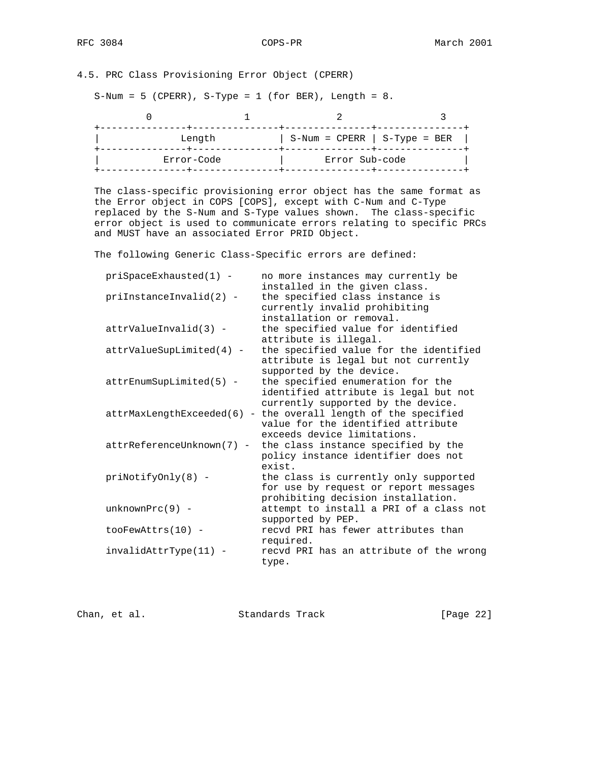### 4.5. PRC Class Provisioning Error Object (CPERR)

S-Num = 5 (CPERR), S-Type = 1 (for BER), Length = 8.

```
        0               1               2               3
+---------------+---------------+---------------+---------------+
|            Length             | S-Num = CPERR | S-Type = BER  |
+---------------+---------------+---------------+---------------+
|          Error-Code           |        Error Sub-code         |
+---------------+---------------+---------------+---------------+
```

The class-specific provisioning error object has the same format as the Error object in COPS [COPS], except with C-Num and C-Type replaced by the S-Num and S-Type values shown. The class-specific error object is used to communicate errors relating to specific PRCs and MUST have an associated Error PRID Object.

The following Generic Class-Specific errors are defined:

```
  priSpaceExhausted(1) -     no more instances may currently be
                             installed in the given class.
  priInstanceInvalid(2) -    the specified class instance is
                             currently invalid prohibiting
                             installation or removal.
  attrValueInvalid(3) -      the specified value for identified
                             attribute is illegal.
  attrValueSupLimited(4) -   the specified value for the identified
                             attribute is legal but not currently
                             supported by the device.
  attrEnumSupLimited(5) -    the specified enumeration for the
                             identified attribute is legal but not
                             currently supported by the device.
  attrMaxLengthExceeded(6) - the overall length of the specified
                             value for the identified attribute
                             exceeds device limitations.
  attrReferenceUnknown(7) -  the class instance specified by the
                             policy instance identifier does not
                             exist.
  priNotifyOnly(8) -         the class is currently only supported
                             for use by request or report messages
                             prohibiting decision installation.
  unknownPrc(9) -            attempt to install a PRI of a class not
                             supported by PEP.
  tooFewAttrs(10) -          recvd PRI has fewer attributes than
                             required.
  invalidAttrType(11) -      recvd PRI has an attribute of the wrong
                             type.
```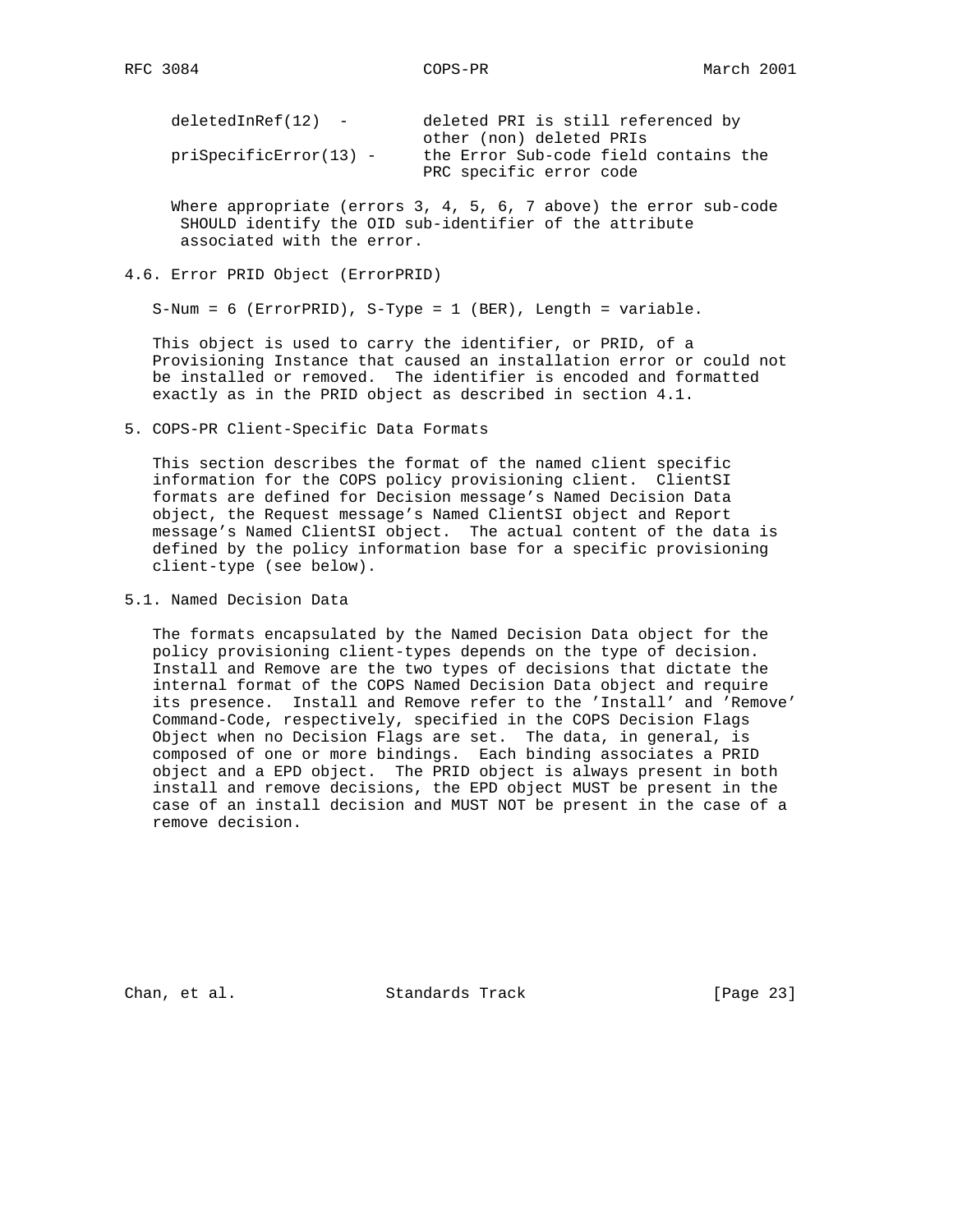```
deletedInRef(12)  -        deleted PRI is still referenced by
                           other (non) deleted PRIs
priSpecificError(13) -     the Error Sub-code field contains the
                           PRC specific error code
```

Where appropriate (errors 3, 4, 5, 6, 7 above) the error sub-code SHOULD identify the OID sub-identifier of the attribute associated with the error.

## 4.6. Error PRID Object (ErrorPRID)

S-Num = 6 (ErrorPRID), S-Type = 1 (BER), Length = variable.

This object is used to carry the identifier, or PRID, of a Provisioning Instance that caused an installation error or could not be installed or removed. The identifier is encoded and formatted exactly as in the PRID object as described in section 4.1.

# 5. COPS-PR Client-Specific Data Formats

This section describes the format of the named client specific information for the COPS policy provisioning client. ClientSI formats are defined for Decision message's Named Decision Data object, the Request message's Named ClientSI object and Report message's Named ClientSI object. The actual content of the data is defined by the policy information base for a specific provisioning client-type (see below).

## 5.1. Named Decision Data

The formats encapsulated by the Named Decision Data object for the policy provisioning client-types depends on the type of decision. Install and Remove are the two types of decisions that dictate the internal format of the COPS Named Decision Data object and require its presence. Install and Remove refer to the 'Install' and 'Remove' Command-Code, respectively, specified in the COPS Decision Flags Object when no Decision Flags are set. The data, in general, is composed of one or more bindings. Each binding associates a PRID object and a EPD object. The PRID object is always present in both install and remove decisions, the EPD object MUST be present in the case of an install decision and MUST NOT be present in the case of a remove decision.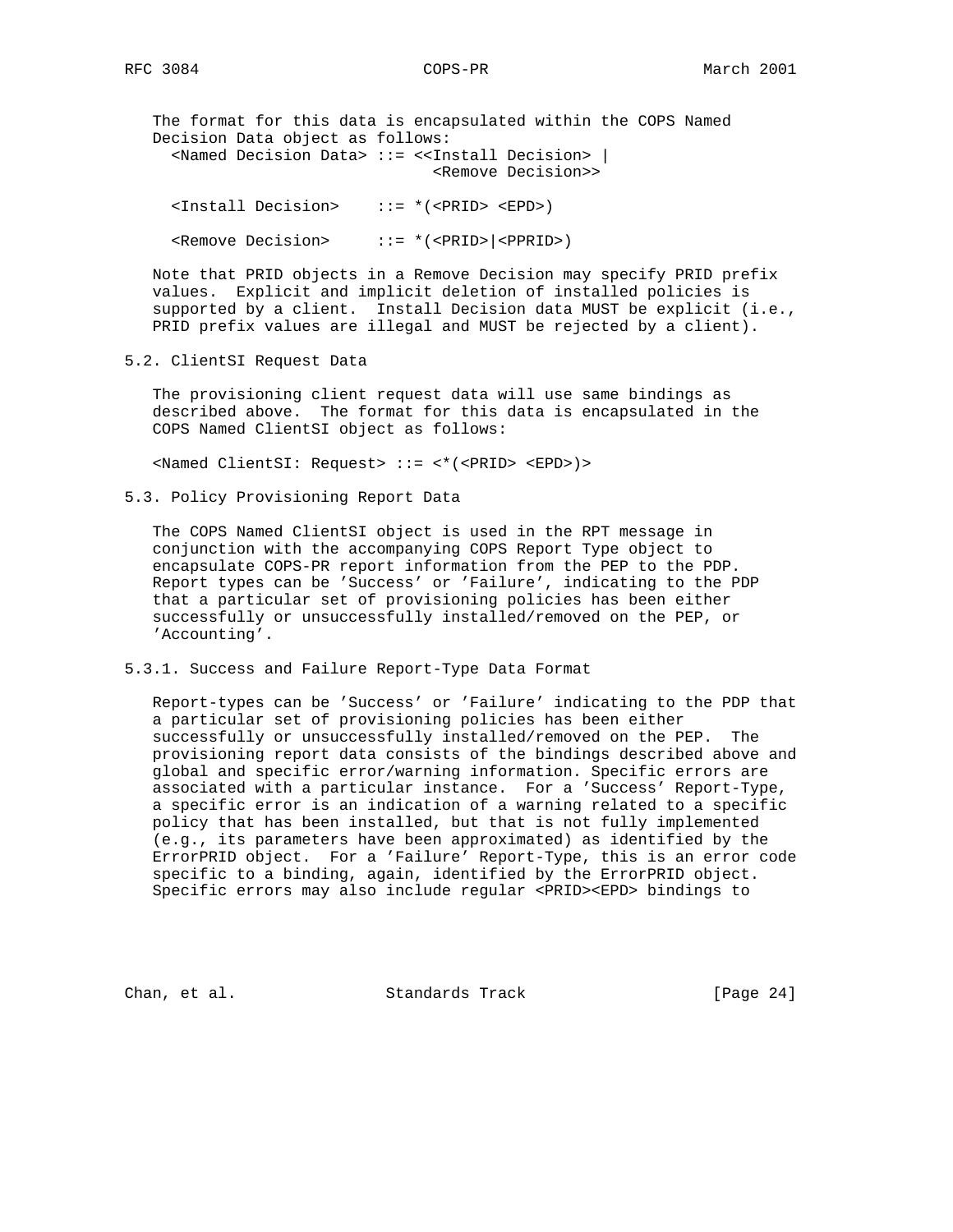The format for this data is encapsulated within the COPS Named Decision Data object as follows:

```
<Named Decision Data> ::= <<Install Decision> |
                           <Remove Decision>>

<Install Decision>    ::= *(<PRID> <EPD>)

<Remove Decision>     ::= *(<PRID>|<PPRID>)
```

Note that PRID objects in a Remove Decision may specify PRID prefix values. Explicit and implicit deletion of installed policies is supported by a client. Install Decision data MUST be explicit (i.e., PRID prefix values are illegal and MUST be rejected by a client).

## 5.2. ClientSI Request Data

The provisioning client request data will use same bindings as described above. The format for this data is encapsulated in the COPS Named ClientSI object as follows:

```
<Named ClientSI: Request> ::= <*(<PRID> <EPD>)>
```

## 5.3. Policy Provisioning Report Data

The COPS Named ClientSI object is used in the RPT message in conjunction with the accompanying COPS Report Type object to encapsulate COPS-PR report information from the PEP to the PDP. Report types can be 'Success' or 'Failure', indicating to the PDP that a particular set of provisioning policies has been either successfully or unsuccessfully installed/removed on the PEP, or 'Accounting'.

### 5.3.1. Success and Failure Report-Type Data Format

Report-types can be 'Success' or 'Failure' indicating to the PDP that a particular set of provisioning policies has been either successfully or unsuccessfully installed/removed on the PEP. The provisioning report data consists of the bindings described above and global and specific error/warning information. Specific errors are associated with a particular instance. For a 'Success' Report-Type, a specific error is an indication of a warning related to a specific policy that has been installed, but that is not fully implemented (e.g., its parameters have been approximated) as identified by the ErrorPRID object. For a 'Failure' Report-Type, this is an error code specific to a binding, again, identified by the ErrorPRID object. Specific errors may also include regular <PRID><EPD> bindings to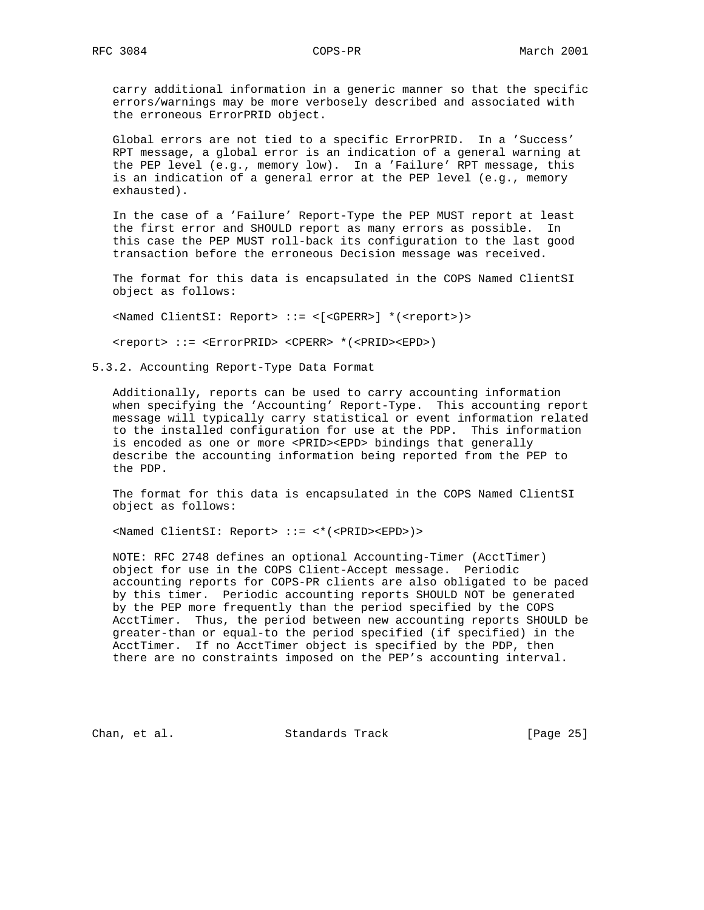carry additional information in a generic manner so that the specific errors/warnings may be more verbosely described and associated with the erroneous ErrorPRID object.

Global errors are not tied to a specific ErrorPRID. In a 'Success' RPT message, a global error is an indication of a general warning at the PEP level (e.g., memory low). In a 'Failure' RPT message, this is an indication of a general error at the PEP level (e.g., memory exhausted).

In the case of a 'Failure' Report-Type the PEP MUST report at least the first error and SHOULD report as many errors as possible. In this case the PEP MUST roll-back its configuration to the last good transaction before the erroneous Decision message was received.

The format for this data is encapsulated in the COPS Named ClientSI object as follows:

```
<Named ClientSI: Report> ::= <[<GPERR>] *(<report>)>

<report> ::= <ErrorPRID> <CPERR> *(<PRID><EPD>)
```

### 5.3.2. Accounting Report-Type Data Format

Additionally, reports can be used to carry accounting information when specifying the 'Accounting' Report-Type. This accounting report message will typically carry statistical or event information related to the installed configuration for use at the PDP. This information is encoded as one or more <PRID><EPD> bindings that generally describe the accounting information being reported from the PEP to the PDP.

The format for this data is encapsulated in the COPS Named ClientSI object as follows:

```
<Named ClientSI: Report> ::= <*(<PRID><EPD>)>
```

NOTE: RFC 2748 defines an optional Accounting-Timer (AcctTimer) object for use in the COPS Client-Accept message. Periodic accounting reports for COPS-PR clients are also obligated to be paced by this timer. Periodic accounting reports SHOULD NOT be generated by the PEP more frequently than the period specified by the COPS AcctTimer. Thus, the period between new accounting reports SHOULD be greater-than or equal-to the period specified (if specified) in the AcctTimer. If no AcctTimer object is specified by the PDP, then there are no constraints imposed on the PEP's accounting interval.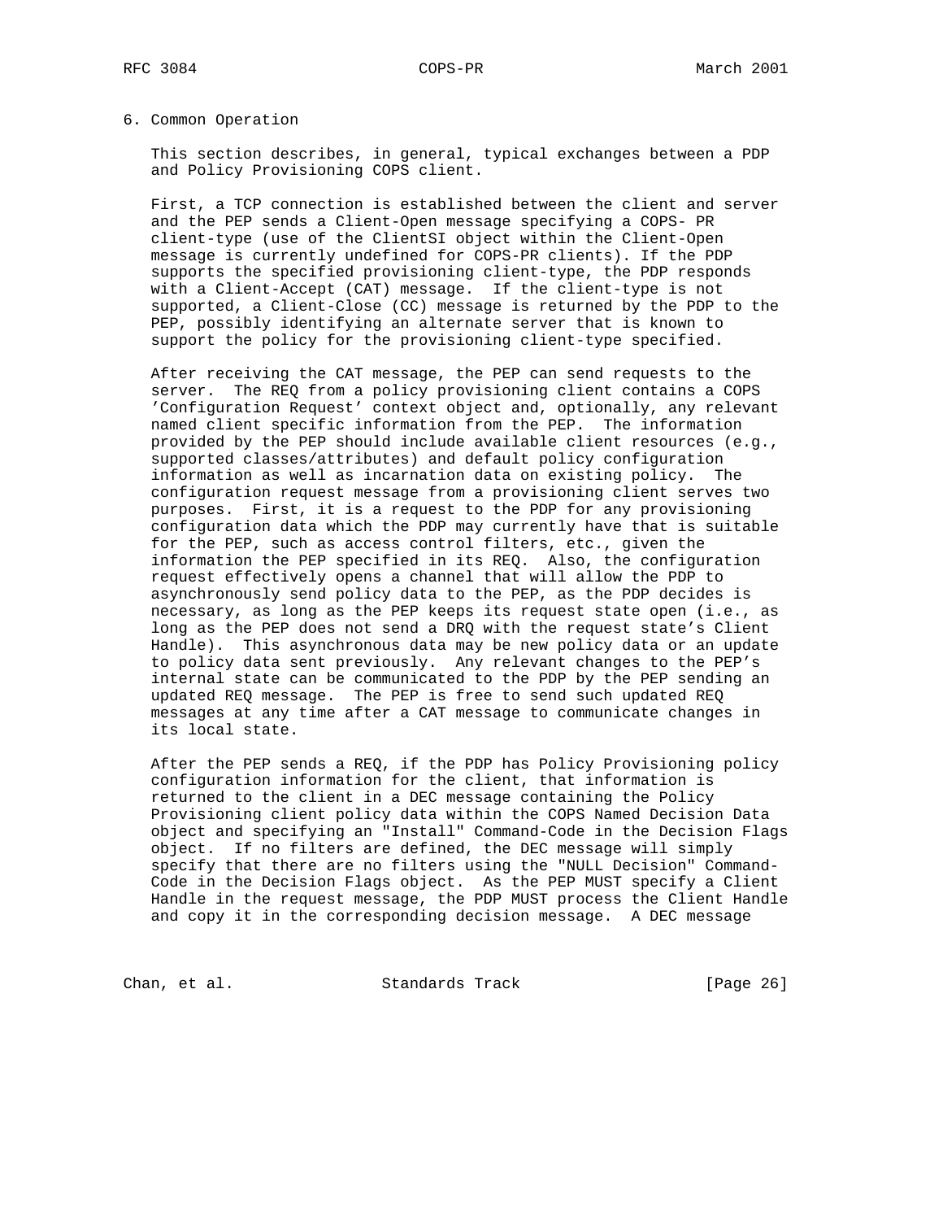## 6. Common Operation

This section describes, in general, typical exchanges between a PDP and Policy Provisioning COPS client.

First, a TCP connection is established between the client and server and the PEP sends a Client-Open message specifying a COPS- PR client-type (use of the ClientSI object within the Client-Open message is currently undefined for COPS-PR clients). If the PDP supports the specified provisioning client-type, the PDP responds with a Client-Accept (CAT) message. If the client-type is not supported, a Client-Close (CC) message is returned by the PDP to the PEP, possibly identifying an alternate server that is known to support the policy for the provisioning client-type specified.

After receiving the CAT message, the PEP can send requests to the server. The REQ from a policy provisioning client contains a COPS 'Configuration Request' context object and, optionally, any relevant named client specific information from the PEP. The information provided by the PEP should include available client resources (e.g., supported classes/attributes) and default policy configuration information as well as incarnation data on existing policy. The configuration request message from a provisioning client serves two purposes. First, it is a request to the PDP for any provisioning configuration data which the PDP may currently have that is suitable for the PEP, such as access control filters, etc., given the information the PEP specified in its REQ. Also, the configuration request effectively opens a channel that will allow the PDP to asynchronously send policy data to the PEP, as the PDP decides is necessary, as long as the PEP keeps its request state open (i.e., as long as the PEP does not send a DRQ with the request state's Client Handle). This asynchronous data may be new policy data or an update to policy data sent previously. Any relevant changes to the PEP's internal state can be communicated to the PDP by the PEP sending an updated REQ message. The PEP is free to send such updated REQ messages at any time after a CAT message to communicate changes in its local state.

After the PEP sends a REQ, if the PDP has Policy Provisioning policy configuration information for the client, that information is returned to the client in a DEC message containing the Policy Provisioning client policy data within the COPS Named Decision Data object and specifying an "Install" Command-Code in the Decision Flags object. If no filters are defined, the DEC message will simply specify that there are no filters using the "NULL Decision" Command-Code in the Decision Flags object. As the PEP MUST specify a Client Handle in the request message, the PDP MUST process the Client Handle and copy it in the corresponding decision message. A DEC message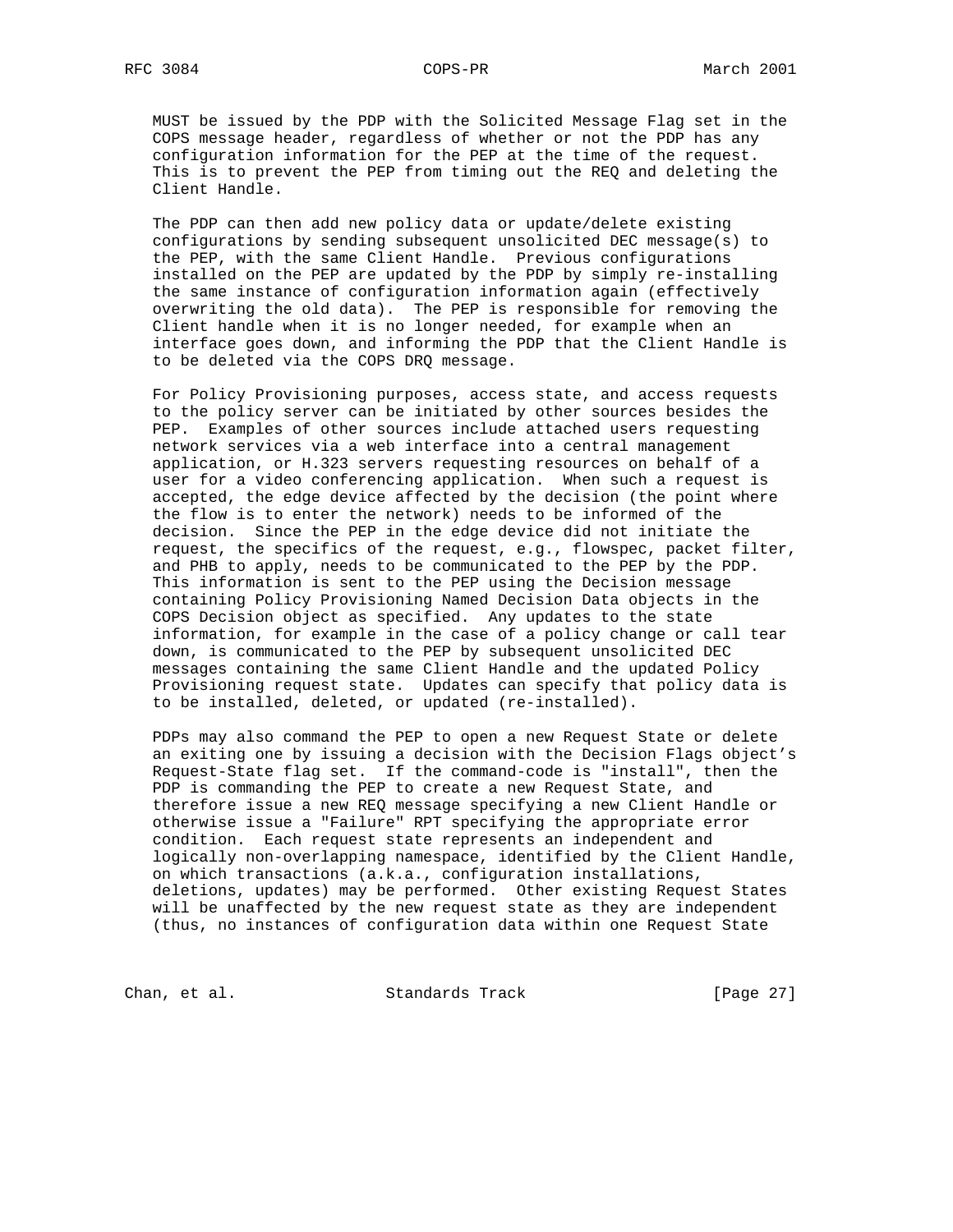MUST be issued by the PDP with the Solicited Message Flag set in the COPS message header, regardless of whether or not the PDP has any configuration information for the PEP at the time of the request. This is to prevent the PEP from timing out the REQ and deleting the Client Handle.

The PDP can then add new policy data or update/delete existing configurations by sending subsequent unsolicited DEC message(s) to the PEP, with the same Client Handle. Previous configurations installed on the PEP are updated by the PDP by simply re-installing the same instance of configuration information again (effectively overwriting the old data). The PEP is responsible for removing the Client handle when it is no longer needed, for example when an interface goes down, and informing the PDP that the Client Handle is to be deleted via the COPS DRQ message.

For Policy Provisioning purposes, access state, and access requests to the policy server can be initiated by other sources besides the PEP. Examples of other sources include attached users requesting network services via a web interface into a central management application, or H.323 servers requesting resources on behalf of a user for a video conferencing application. When such a request is accepted, the edge device affected by the decision (the point where the flow is to enter the network) needs to be informed of the decision. Since the PEP in the edge device did not initiate the request, the specifics of the request, e.g., flowspec, packet filter, and PHB to apply, needs to be communicated to the PEP by the PDP. This information is sent to the PEP using the Decision message containing Policy Provisioning Named Decision Data objects in the COPS Decision object as specified. Any updates to the state information, for example in the case of a policy change or call tear down, is communicated to the PEP by subsequent unsolicited DEC messages containing the same Client Handle and the updated Policy Provisioning request state. Updates can specify that policy data is to be installed, deleted, or updated (re-installed).

PDPs may also command the PEP to open a new Request State or delete an exiting one by issuing a decision with the Decision Flags object's Request-State flag set. If the command-code is "install", then the PDP is commanding the PEP to create a new Request State, and therefore issue a new REQ message specifying a new Client Handle or otherwise issue a "Failure" RPT specifying the appropriate error condition. Each request state represents an independent and logically non-overlapping namespace, identified by the Client Handle, on which transactions (a.k.a., configuration installations, deletions, updates) may be performed. Other existing Request States will be unaffected by the new request state as they are independent (thus, no instances of configuration data within one Request State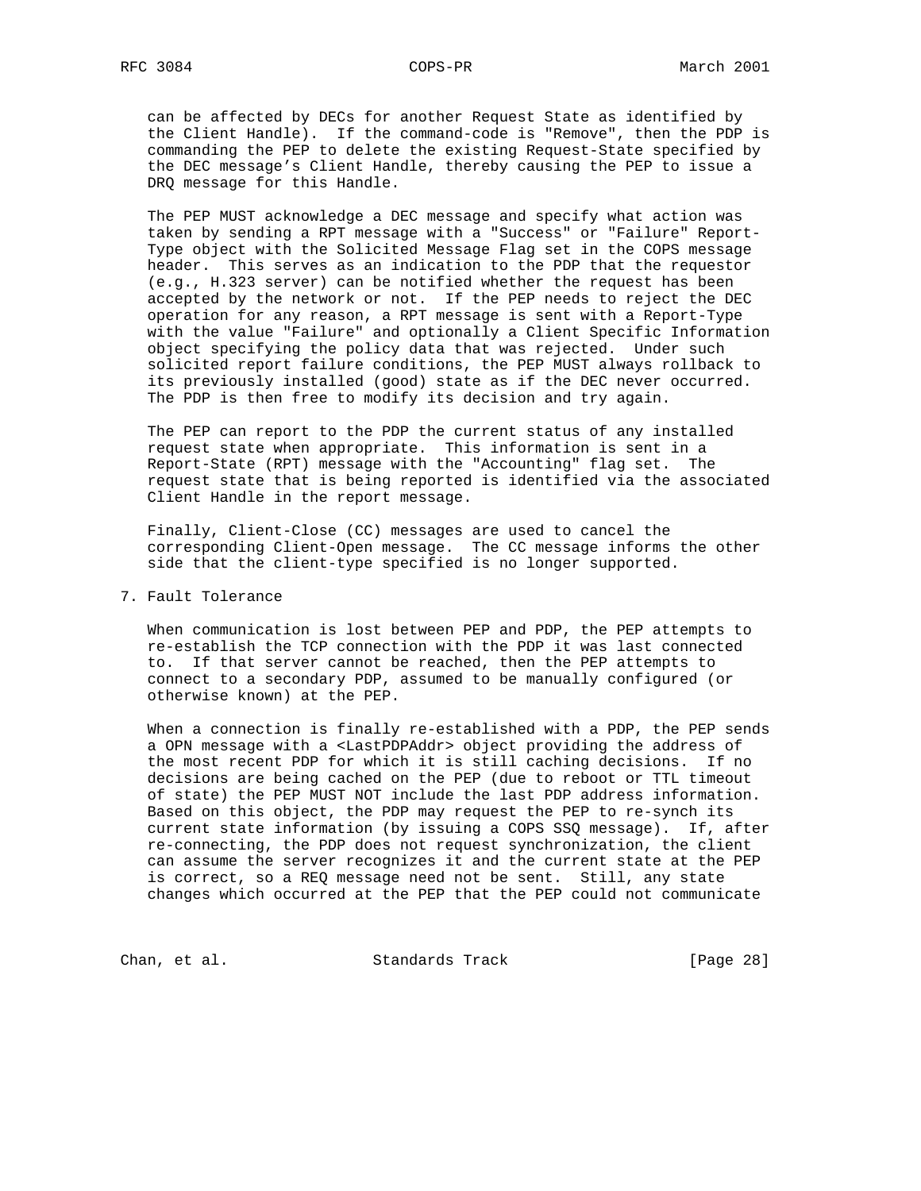can be affected by DECs for another Request State as identified by the Client Handle). If the command-code is "Remove", then the PDP is commanding the PEP to delete the existing Request-State specified by the DEC message's Client Handle, thereby causing the PEP to issue a DRQ message for this Handle.

The PEP MUST acknowledge a DEC message and specify what action was taken by sending a RPT message with a "Success" or "Failure" Report-Type object with the Solicited Message Flag set in the COPS message header. This serves as an indication to the PDP that the requestor (e.g., H.323 server) can be notified whether the request has been accepted by the network or not. If the PEP needs to reject the DEC operation for any reason, a RPT message is sent with a Report-Type with the value "Failure" and optionally a Client Specific Information object specifying the policy data that was rejected. Under such solicited report failure conditions, the PEP MUST always rollback to its previously installed (good) state as if the DEC never occurred. The PDP is then free to modify its decision and try again.

The PEP can report to the PDP the current status of any installed request state when appropriate. This information is sent in a Report-State (RPT) message with the "Accounting" flag set. The request state that is being reported is identified via the associated Client Handle in the report message.

Finally, Client-Close (CC) messages are used to cancel the corresponding Client-Open message. The CC message informs the other side that the client-type specified is no longer supported.

## 7. Fault Tolerance

When communication is lost between PEP and PDP, the PEP attempts to re-establish the TCP connection with the PDP it was last connected to. If that server cannot be reached, then the PEP attempts to connect to a secondary PDP, assumed to be manually configured (or otherwise known) at the PEP.

When a connection is finally re-established with a PDP, the PEP sends a OPN message with a <LastPDPAddr> object providing the address of the most recent PDP for which it is still caching decisions. If no decisions are being cached on the PEP (due to reboot or TTL timeout of state) the PEP MUST NOT include the last PDP address information. Based on this object, the PDP may request the PEP to re-synch its current state information (by issuing a COPS SSQ message). If, after re-connecting, the PDP does not request synchronization, the client can assume the server recognizes it and the current state at the PEP is correct, so a REQ message need not be sent. Still, any state changes which occurred at the PEP that the PEP could not communicate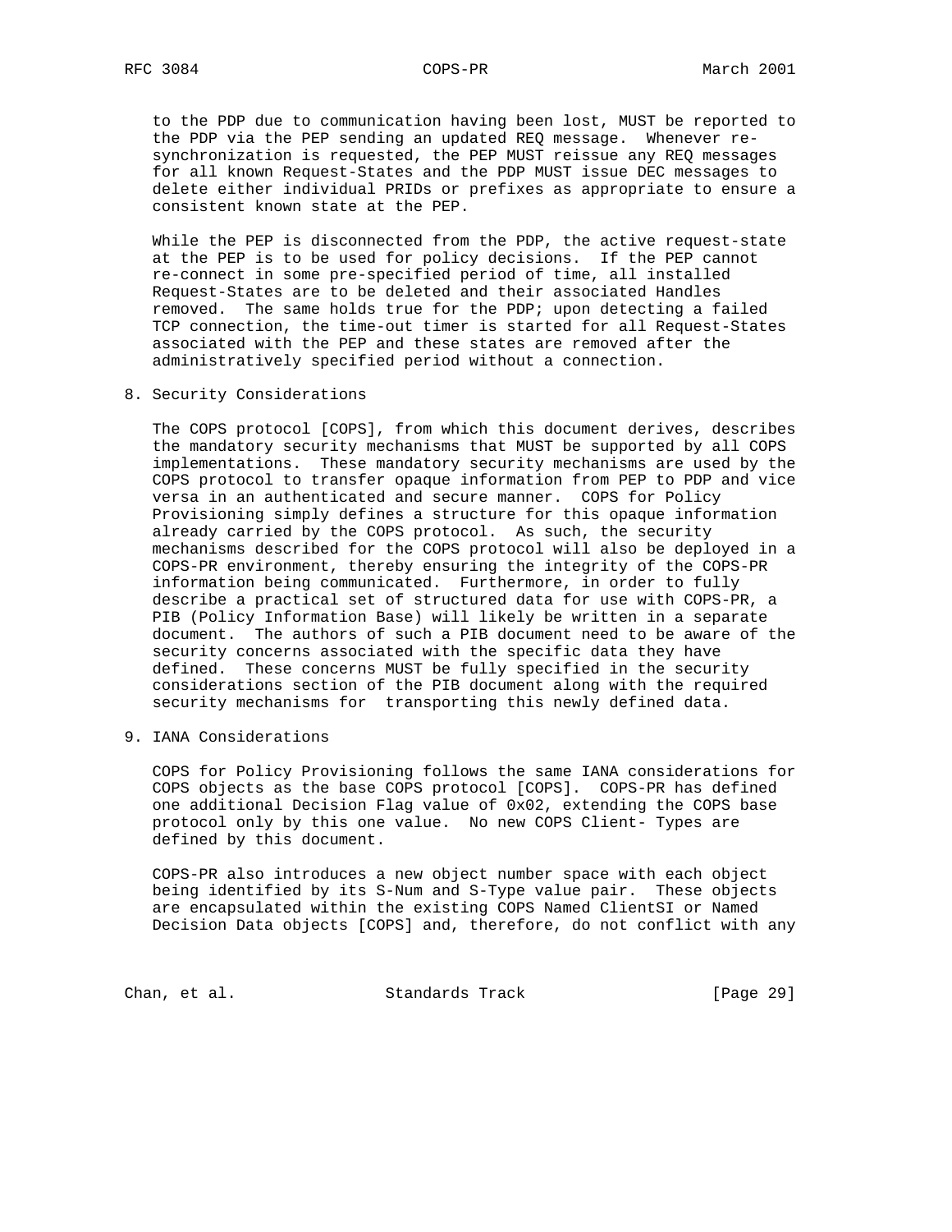to the PDP due to communication having been lost, MUST be reported to the PDP via the PEP sending an updated REQ message. Whenever re-synchronization is requested, the PEP MUST reissue any REQ messages for all known Request-States and the PDP MUST issue DEC messages to delete either individual PRIDs or prefixes as appropriate to ensure a consistent known state at the PEP.

While the PEP is disconnected from the PDP, the active request-state at the PEP is to be used for policy decisions. If the PEP cannot re-connect in some pre-specified period of time, all installed Request-States are to be deleted and their associated Handles removed. The same holds true for the PDP; upon detecting a failed TCP connection, the time-out timer is started for all Request-States associated with the PEP and these states are removed after the administratively specified period without a connection.

## 8. Security Considerations

The COPS protocol [COPS], from which this document derives, describes the mandatory security mechanisms that MUST be supported by all COPS implementations. These mandatory security mechanisms are used by the COPS protocol to transfer opaque information from PEP to PDP and vice versa in an authenticated and secure manner. COPS for Policy Provisioning simply defines a structure for this opaque information already carried by the COPS protocol. As such, the security mechanisms described for the COPS protocol will also be deployed in a COPS-PR environment, thereby ensuring the integrity of the COPS-PR information being communicated. Furthermore, in order to fully describe a practical set of structured data for use with COPS-PR, a PIB (Policy Information Base) will likely be written in a separate document. The authors of such a PIB document need to be aware of the security concerns associated with the specific data they have defined. These concerns MUST be fully specified in the security considerations section of the PIB document along with the required security mechanisms for transporting this newly defined data.

## 9. IANA Considerations

COPS for Policy Provisioning follows the same IANA considerations for COPS objects as the base COPS protocol [COPS]. COPS-PR has defined one additional Decision Flag value of 0x02, extending the COPS base protocol only by this one value. No new COPS Client- Types are defined by this document.

COPS-PR also introduces a new object number space with each object being identified by its S-Num and S-Type value pair. These objects are encapsulated within the existing COPS Named ClientSI or Named Decision Data objects [COPS] and, therefore, do not conflict with any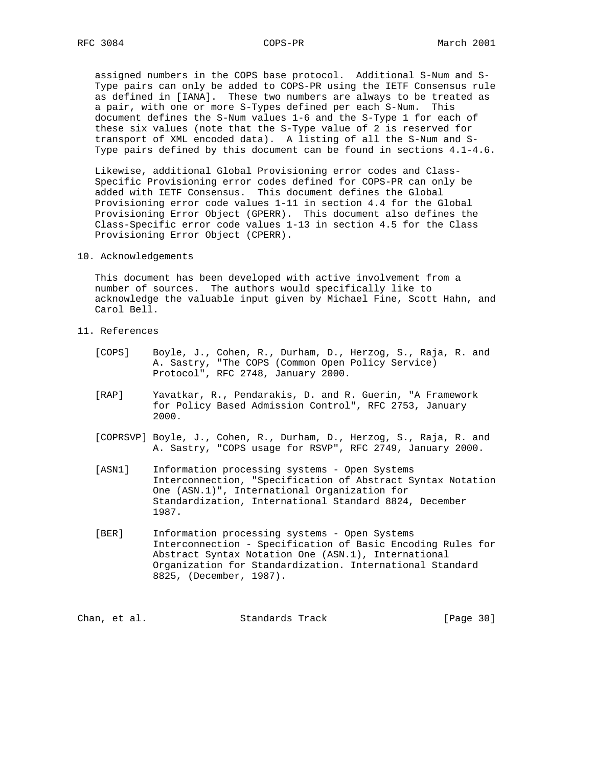assigned numbers in the COPS base protocol. Additional S-Num and S-Type pairs can only be added to COPS-PR using the IETF Consensus rule as defined in [IANA]. These two numbers are always to be treated as a pair, with one or more S-Types defined per each S-Num. This document defines the S-Num values 1-6 and the S-Type 1 for each of these six values (note that the S-Type value of 2 is reserved for transport of XML encoded data). A listing of all the S-Num and S-Type pairs defined by this document can be found in sections 4.1-4.6.

Likewise, additional Global Provisioning error codes and Class-Specific Provisioning error codes defined for COPS-PR can only be added with IETF Consensus. This document defines the Global Provisioning error code values 1-11 in section 4.4 for the Global Provisioning Error Object (GPERR). This document also defines the Class-Specific error code values 1-13 in section 4.5 for the Class Provisioning Error Object (CPERR).

## 10. Acknowledgements

This document has been developed with active involvement from a number of sources. The authors would specifically like to acknowledge the valuable input given by Michael Fine, Scott Hahn, and Carol Bell.

## 11. References

[COPS] Boyle, J., Cohen, R., Durham, D., Herzog, S., Raja, R. and A. Sastry, "The COPS (Common Open Policy Service) Protocol", RFC 2748, January 2000.

[RAP] Yavatkar, R., Pendarakis, D. and R. Guerin, "A Framework for Policy Based Admission Control", RFC 2753, January 2000.

[COPRSVP] Boyle, J., Cohen, R., Durham, D., Herzog, S., Raja, R. and A. Sastry, "COPS usage for RSVP", RFC 2749, January 2000.

[ASN1] Information processing systems - Open Systems Interconnection, "Specification of Abstract Syntax Notation One (ASN.1)", International Organization for Standardization, International Standard 8824, December 1987.

[BER] Information processing systems - Open Systems Interconnection - Specification of Basic Encoding Rules for Abstract Syntax Notation One (ASN.1), International Organization for Standardization. International Standard 8825, (December, 1987).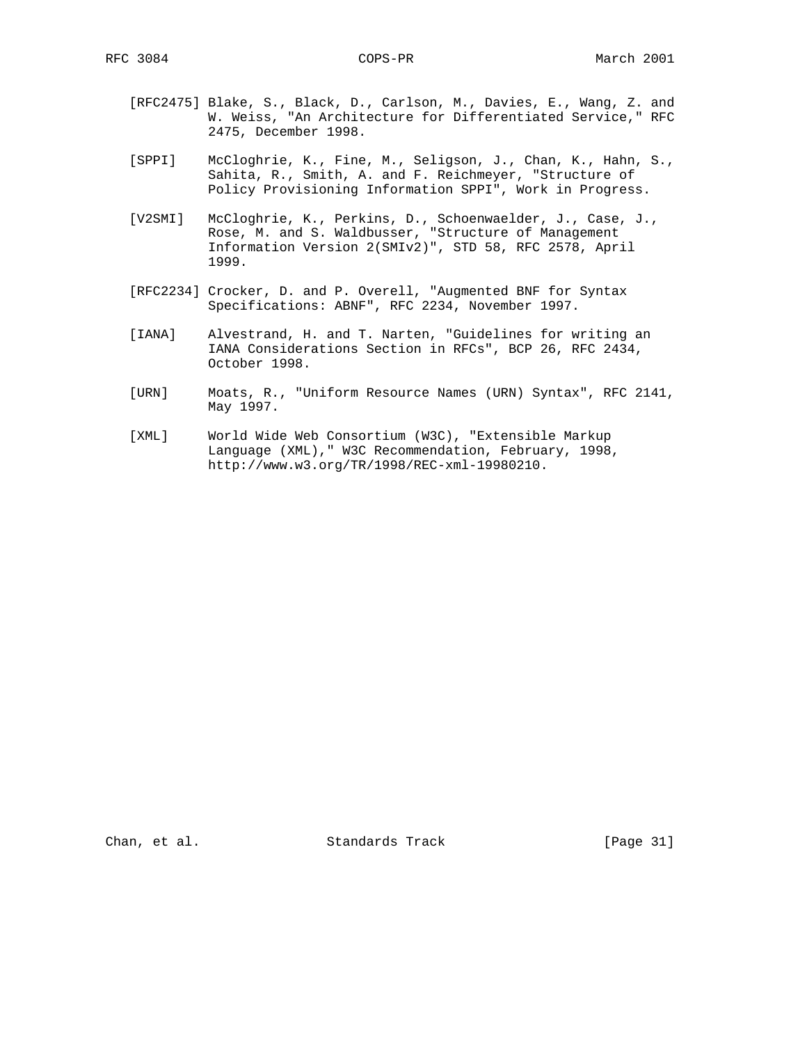[RFC2475] Blake, S., Black, D., Carlson, M., Davies, E., Wang, Z. and W. Weiss, "An Architecture for Differentiated Service," RFC 2475, December 1998.

[SPPI] McCloghrie, K., Fine, M., Seligson, J., Chan, K., Hahn, S., Sahita, R., Smith, A. and F. Reichmeyer, "Structure of Policy Provisioning Information SPPI", Work in Progress.

[V2SMI] McCloghrie, K., Perkins, D., Schoenwaelder, J., Case, J., Rose, M. and S. Waldbusser, "Structure of Management Information Version 2(SMIv2)", STD 58, RFC 2578, April 1999.

[RFC2234] Crocker, D. and P. Overell, "Augmented BNF for Syntax Specifications: ABNF", RFC 2234, November 1997.

[IANA] Alvestrand, H. and T. Narten, "Guidelines for writing an IANA Considerations Section in RFCs", BCP 26, RFC 2434, October 1998.

[URN] Moats, R., "Uniform Resource Names (URN) Syntax", RFC 2141, May 1997.

[XML] World Wide Web Consortium (W3C), "Extensible Markup Language (XML)," W3C Recommendation, February, 1998, http://www.w3.org/TR/1998/REC-xml-19980210.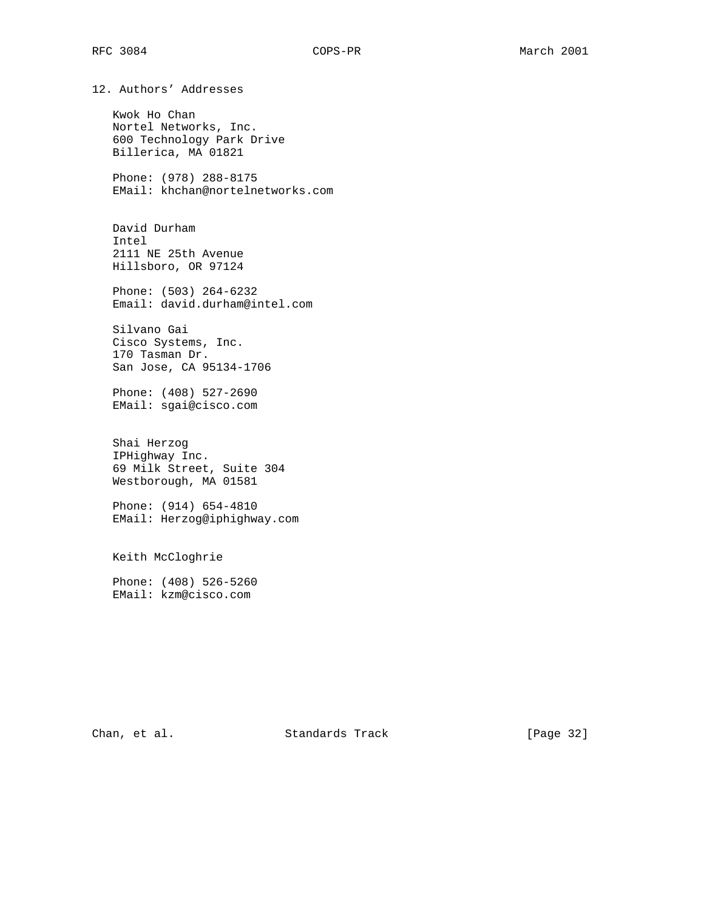## 12. Authors' Addresses

Kwok Ho Chan
Nortel Networks, Inc.
600 Technology Park Drive
Billerica, MA 01821

Phone: (978) 288-8175
EMail: khchan@nortelnetworks.com

David Durham
Intel
2111 NE 25th Avenue
Hillsboro, OR 97124

Phone: (503) 264-6232
Email: david.durham@intel.com

Silvano Gai
Cisco Systems, Inc.
170 Tasman Dr.
San Jose, CA 95134-1706

Phone: (408) 527-2690
EMail: sgai@cisco.com

Shai Herzog
IPHighway Inc.
69 Milk Street, Suite 304
Westborough, MA 01581

Phone: (914) 654-4810
EMail: Herzog@iphighway.com

Keith McCloghrie

Phone: (408) 526-5260
EMail: kzm@cisco.com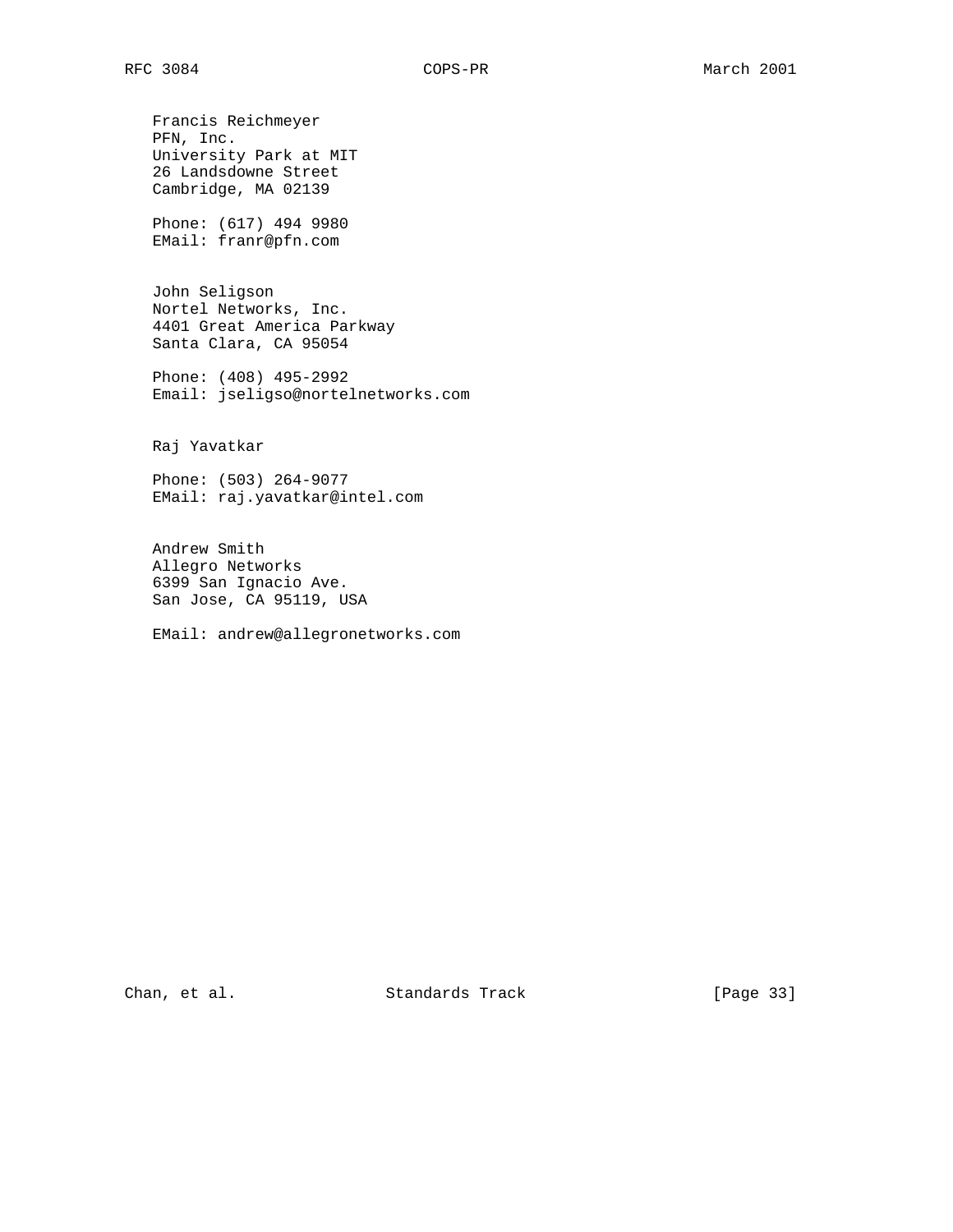Francis Reichmeyer
PFN, Inc.
University Park at MIT
26 Landsdowne Street
Cambridge, MA 02139

Phone: (617) 494 9980
EMail: franr@pfn.com

John Seligson
Nortel Networks, Inc.
4401 Great America Parkway
Santa Clara, CA 95054

Phone: (408) 495-2992
Email: jseligso@nortelnetworks.com

Raj Yavatkar

Phone: (503) 264-9077
EMail: raj.yavatkar@intel.com

Andrew Smith
Allegro Networks
6399 San Ignacio Ave.
San Jose, CA 95119, USA

EMail: andrew@allegronetworks.com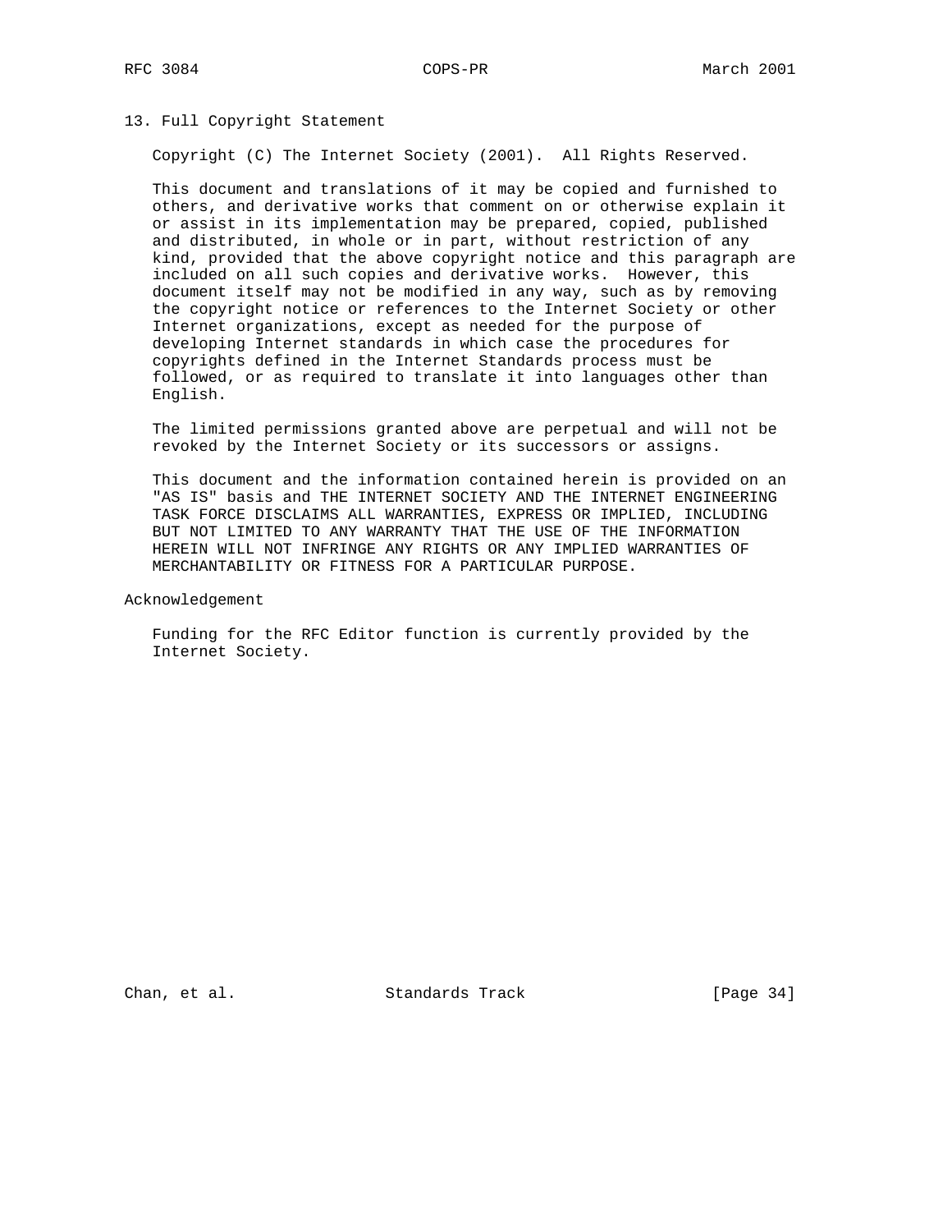## 13. Full Copyright Statement

Copyright (C) The Internet Society (2001). All Rights Reserved.

This document and translations of it may be copied and furnished to others, and derivative works that comment on or otherwise explain it or assist in its implementation may be prepared, copied, published and distributed, in whole or in part, without restriction of any kind, provided that the above copyright notice and this paragraph are included on all such copies and derivative works. However, this document itself may not be modified in any way, such as by removing the copyright notice or references to the Internet Society or other Internet organizations, except as needed for the purpose of developing Internet standards in which case the procedures for copyrights defined in the Internet Standards process must be followed, or as required to translate it into languages other than English.

The limited permissions granted above are perpetual and will not be revoked by the Internet Society or its successors or assigns.

This document and the information contained herein is provided on an "AS IS" basis and THE INTERNET SOCIETY AND THE INTERNET ENGINEERING TASK FORCE DISCLAIMS ALL WARRANTIES, EXPRESS OR IMPLIED, INCLUDING BUT NOT LIMITED TO ANY WARRANTY THAT THE USE OF THE INFORMATION HEREIN WILL NOT INFRINGE ANY RIGHTS OR ANY IMPLIED WARRANTIES OF MERCHANTABILITY OR FITNESS FOR A PARTICULAR PURPOSE.

## Acknowledgement

Funding for the RFC Editor function is currently provided by the Internet Society.